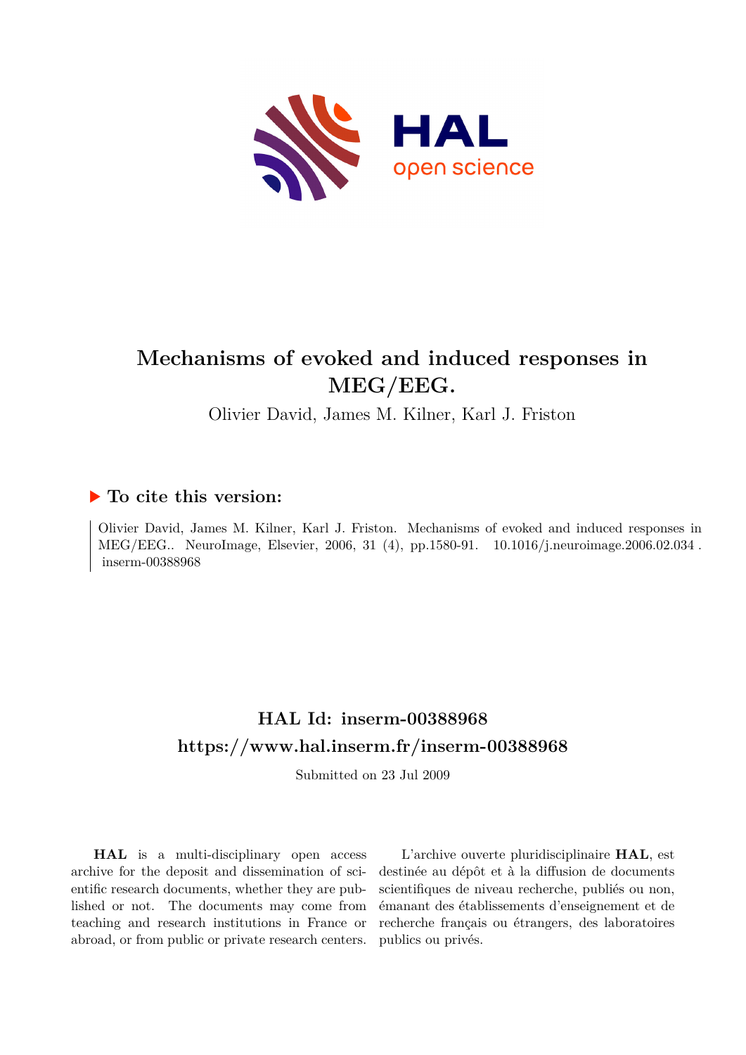# Mechanisms of evoked and induced responses in MEG/EEG.

Olivier David, James M. Kilner, Karl J. Friston

## ▶ To cite this version:

Olivier David, James M. Kilner, Karl J. Friston. Mechanisms of evoked and induced responses in MEG/EEG.. NeuroImage, Elsevier, 2006, 31 (4), pp.1580-91. 10.1016/j.neuroimage.2006.02.034 . inserm-00388968

## HAL Id: inserm-00388968

## https://www.hal.inserm.fr/inserm-00388968

Submitted on 23 Jul 2009

**HAL** is a multi-disciplinary open access archive for the deposit and dissemination of scientific research documents, whether they are published or not. The documents may come from teaching and research institutions in France or abroad, or from public or private research centers.

L'archive ouverte pluridisciplinaire **HAL**, est destinée au dépôt et à la diffusion de documents scientifiques de niveau recherche, publiés ou non, émanant des établissements d'enseignement et de recherche français ou étrangers, des laboratoires publics ou privés.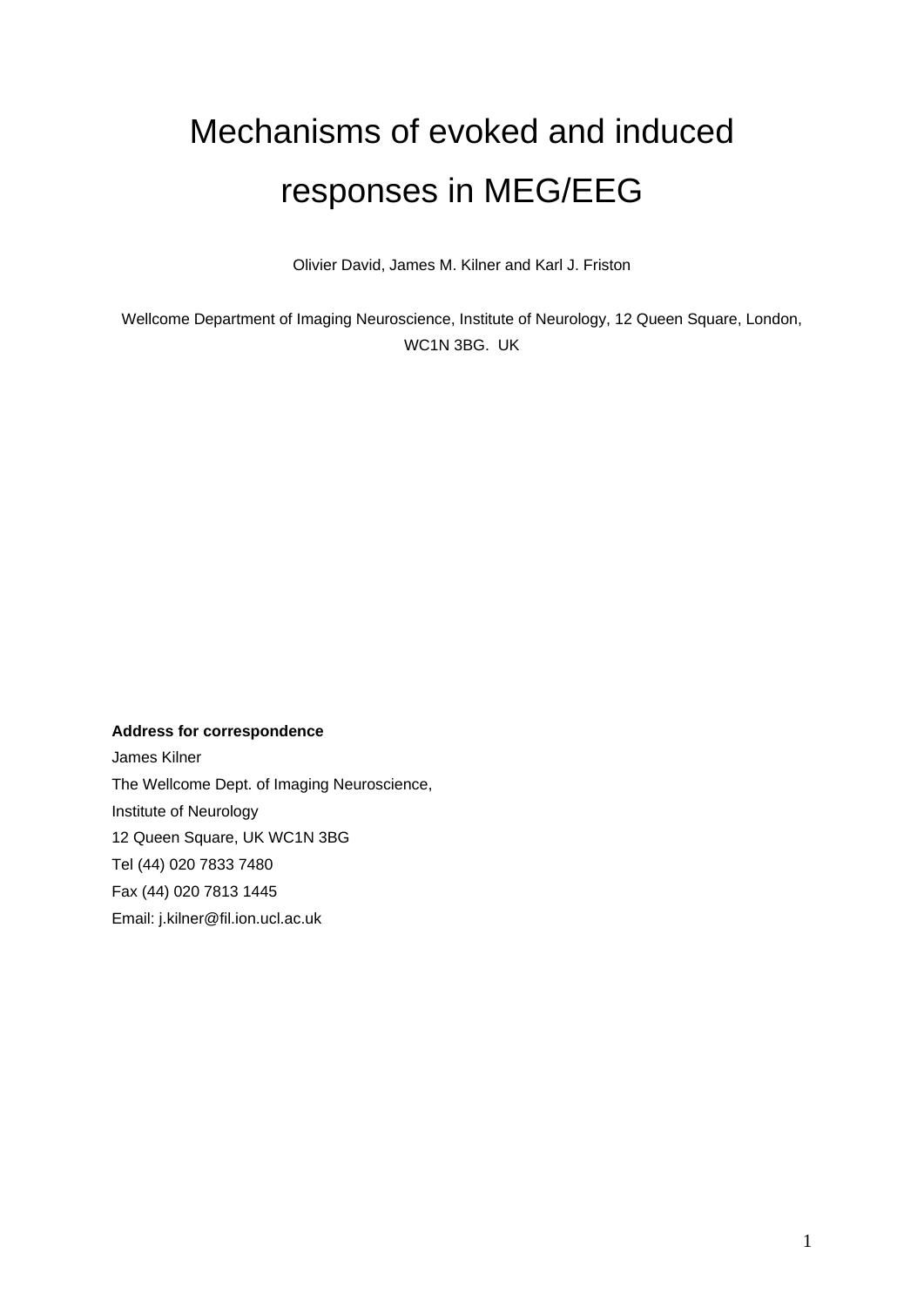# Mechanisms of evoked and induced responses in MEG/EEG

Olivier David, James M. Kilner and Karl J. Friston

Wellcome Department of Imaging Neuroscience, Institute of Neurology, 12 Queen Square, London, WC1N 3BG. UK

**Address for correspondence**

James Kilner

The Wellcome Dept. of Imaging Neuroscience,

Institute of Neurology

12 Queen Square, UK WC1N 3BG

Tel (44) 020 7833 7480

Fax (44) 020 7813 1445

Email: j.kilner@fil.ion.ucl.ac.uk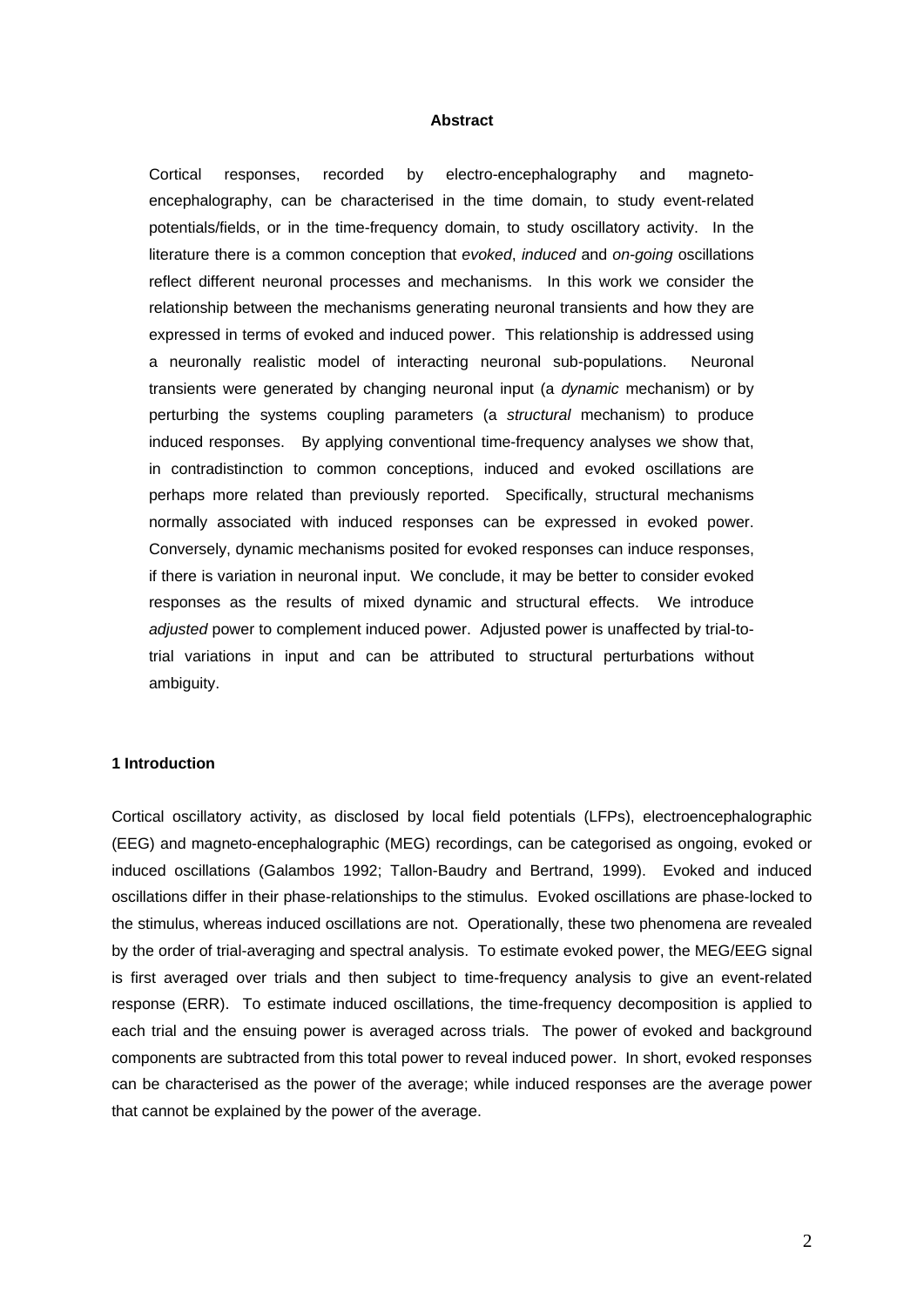**Abstract**

Cortical responses, recorded by electro-encephalography and magneto-encephalography, can be characterised in the time domain, to study event-related potentials/fields, or in the time-frequency domain, to study oscillatory activity. In the literature there is a common conception that *evoked*, *induced* and *on-going* oscillations reflect different neuronal processes and mechanisms. In this work we consider the relationship between the mechanisms generating neuronal transients and how they are expressed in terms of evoked and induced power. This relationship is addressed using a neuronally realistic model of interacting neuronal sub-populations. Neuronal transients were generated by changing neuronal input (a *dynamic* mechanism) or by perturbing the systems coupling parameters (a *structural* mechanism) to produce induced responses. By applying conventional time-frequency analyses we show that, in contradistinction to common conceptions, induced and evoked oscillations are perhaps more related than previously reported. Specifically, structural mechanisms normally associated with induced responses can be expressed in evoked power. Conversely, dynamic mechanisms posited for evoked responses can induce responses, if there is variation in neuronal input. We conclude, it may be better to consider evoked responses as the results of mixed dynamic and structural effects. We introduce *adjusted* power to complement induced power. Adjusted power is unaffected by trial-to-trial variations in input and can be attributed to structural perturbations without ambiguity.

## 1 Introduction

Cortical oscillatory activity, as disclosed by local field potentials (LFPs), electroencephalographic (EEG) and magneto-encephalographic (MEG) recordings, can be categorised as ongoing, evoked or induced oscillations (Galambos 1992; Tallon-Baudry and Bertrand, 1999). Evoked and induced oscillations differ in their phase-relationships to the stimulus. Evoked oscillations are phase-locked to the stimulus, whereas induced oscillations are not. Operationally, these two phenomena are revealed by the order of trial-averaging and spectral analysis. To estimate evoked power, the MEG/EEG signal is first averaged over trials and then subject to time-frequency analysis to give an event-related response (ERR). To estimate induced oscillations, the time-frequency decomposition is applied to each trial and the ensuing power is averaged across trials. The power of evoked and background components are subtracted from this total power to reveal induced power. In short, evoked responses can be characterised as the power of the average; while induced responses are the average power that cannot be explained by the power of the average.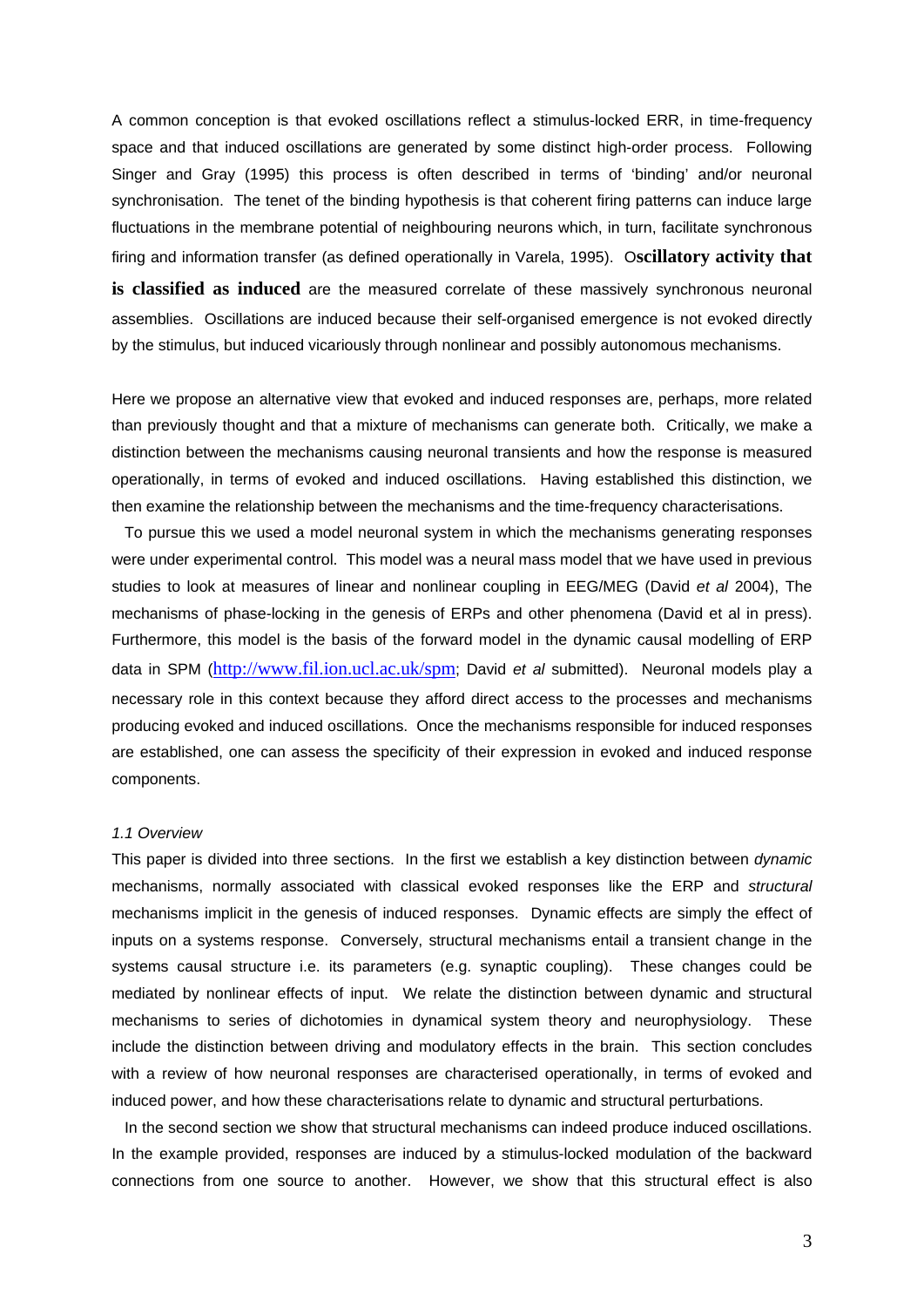A common conception is that evoked oscillations reflect a stimulus-locked ERR, in time-frequency space and that induced oscillations are generated by some distinct high-order process. Following Singer and Gray (1995) this process is often described in terms of 'binding' and/or neuronal synchronisation. The tenet of the binding hypothesis is that coherent firing patterns can induce large fluctuations in the membrane potential of neighbouring neurons which, in turn, facilitate synchronous firing and information transfer (as defined operationally in Varela, 1995). O**scillatory activity that is classified as induced** are the measured correlate of these massively synchronous neuronal assemblies. Oscillations are induced because their self-organised emergence is not evoked directly by the stimulus, but induced vicariously through nonlinear and possibly autonomous mechanisms.

Here we propose an alternative view that evoked and induced responses are, perhaps, more related than previously thought and that a mixture of mechanisms can generate both. Critically, we make a distinction between the mechanisms causing neuronal transients and how the response is measured operationally, in terms of evoked and induced oscillations. Having established this distinction, we then examine the relationship between the mechanisms and the time-frequency characterisations.

To pursue this we used a model neuronal system in which the mechanisms generating responses were under experimental control. This model was a neural mass model that we have used in previous studies to look at measures of linear and nonlinear coupling in EEG/MEG (David *et al* 2004), The mechanisms of phase-locking in the genesis of ERPs and other phenomena (David et al in press). Furthermore, this model is the basis of the forward model in the dynamic causal modelling of ERP data in SPM (http://www.fil.ion.ucl.ac.uk/spm; David *et al* submitted). Neuronal models play a necessary role in this context because they afford direct access to the processes and mechanisms producing evoked and induced oscillations. Once the mechanisms responsible for induced responses are established, one can assess the specificity of their expression in evoked and induced response components.

*1.1 Overview*

This paper is divided into three sections. In the first we establish a key distinction between *dynamic* mechanisms, normally associated with classical evoked responses like the ERP and *structural* mechanisms implicit in the genesis of induced responses. Dynamic effects are simply the effect of inputs on a systems response. Conversely, structural mechanisms entail a transient change in the systems causal structure i.e. its parameters (e.g. synaptic coupling). These changes could be mediated by nonlinear effects of input. We relate the distinction between dynamic and structural mechanisms to series of dichotomies in dynamical system theory and neurophysiology. These include the distinction between driving and modulatory effects in the brain. This section concludes with a review of how neuronal responses are characterised operationally, in terms of evoked and induced power, and how these characterisations relate to dynamic and structural perturbations.

In the second section we show that structural mechanisms can indeed produce induced oscillations. In the example provided, responses are induced by a stimulus-locked modulation of the backward connections from one source to another. However, we show that this structural effect is also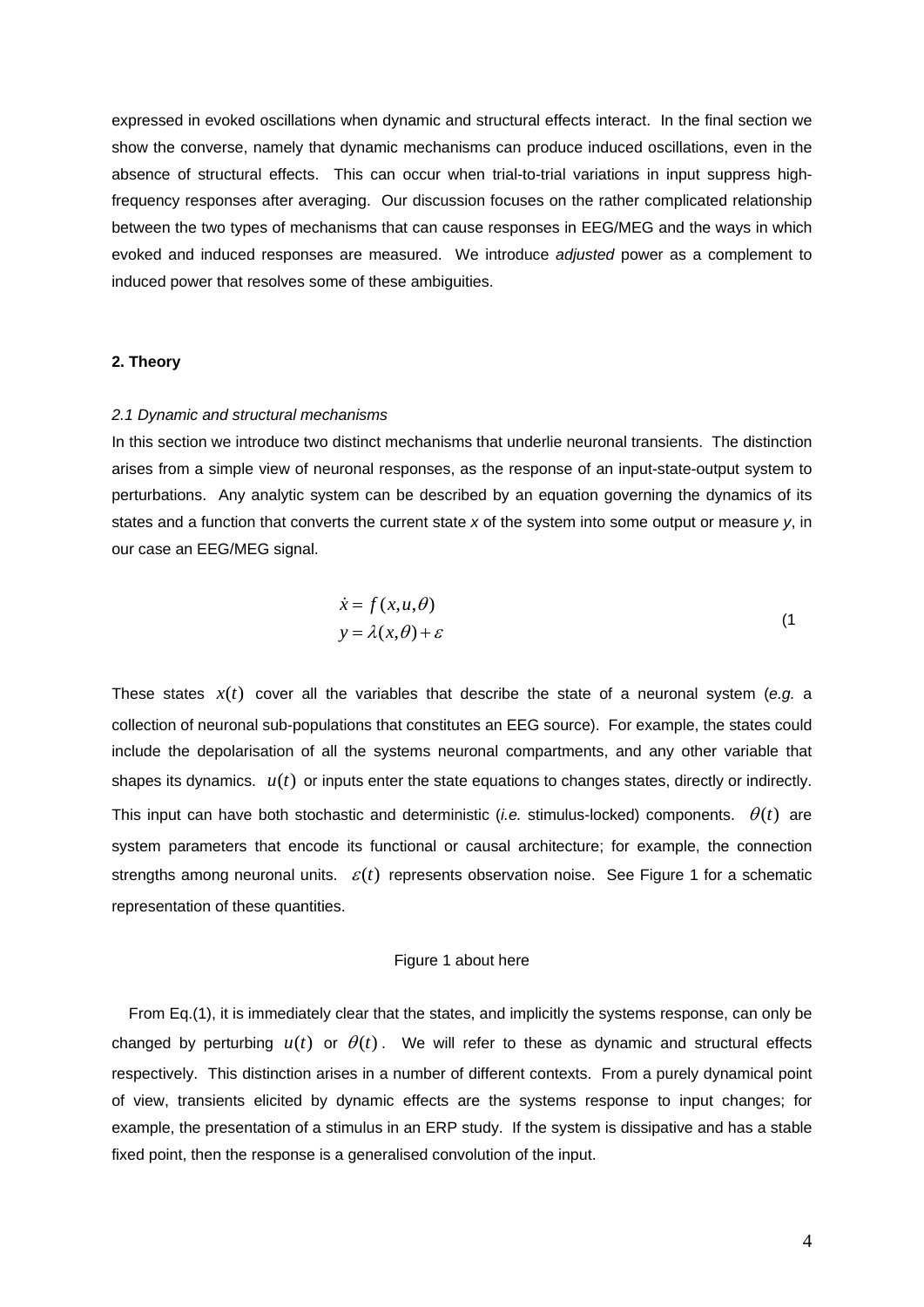expressed in evoked oscillations when dynamic and structural effects interact. In the final section we show the converse, namely that dynamic mechanisms can produce induced oscillations, even in the absence of structural effects. This can occur when trial-to-trial variations in input suppress high-frequency responses after averaging. Our discussion focuses on the rather complicated relationship between the two types of mechanisms that can cause responses in EEG/MEG and the ways in which evoked and induced responses are measured. We introduce *adjusted* power as a complement to induced power that resolves some of these ambiguities.

## 2. Theory

### *2.1 Dynamic and structural mechanisms*

In this section we introduce two distinct mechanisms that underlie neuronal transients. The distinction arises from a simple view of neuronal responses, as the response of an input-state-output system to perturbations. Any analytic system can be described by an equation governing the dynamics of its states and a function that converts the current state *x* of the system into some output or measure *y*, in our case an EEG/MEG signal.

$$
\begin{aligned}
\dot{x} &= f(x,u,\theta) \\
y &= \lambda(x,\theta) + \varepsilon
\end{aligned}
\qquad (1
$$

These states $x(t)$ cover all the variables that describe the state of a neuronal system (*e.g.* a collection of neuronal sub-populations that constitutes an EEG source). For example, the states could include the depolarisation of all the systems neuronal compartments, and any other variable that shapes its dynamics. $u(t)$ or inputs enter the state equations to changes states, directly or indirectly. This input can have both stochastic and deterministic (*i.e.* stimulus-locked) components. $\theta(t)$ are system parameters that encode its functional or causal architecture; for example, the connection strengths among neuronal units. $\varepsilon(t)$ represents observation noise. See Figure 1 for a schematic representation of these quantities.

Figure 1 about here

From Eq.(1), it is immediately clear that the states, and implicitly the systems response, can only be changed by perturbing $u(t)$ or $\theta(t)$. We will refer to these as dynamic and structural effects respectively. This distinction arises in a number of different contexts. From a purely dynamical point of view, transients elicited by dynamic effects are the systems response to input changes; for example, the presentation of a stimulus in an ERP study. If the system is dissipative and has a stable fixed point, then the response is a generalised convolution of the input.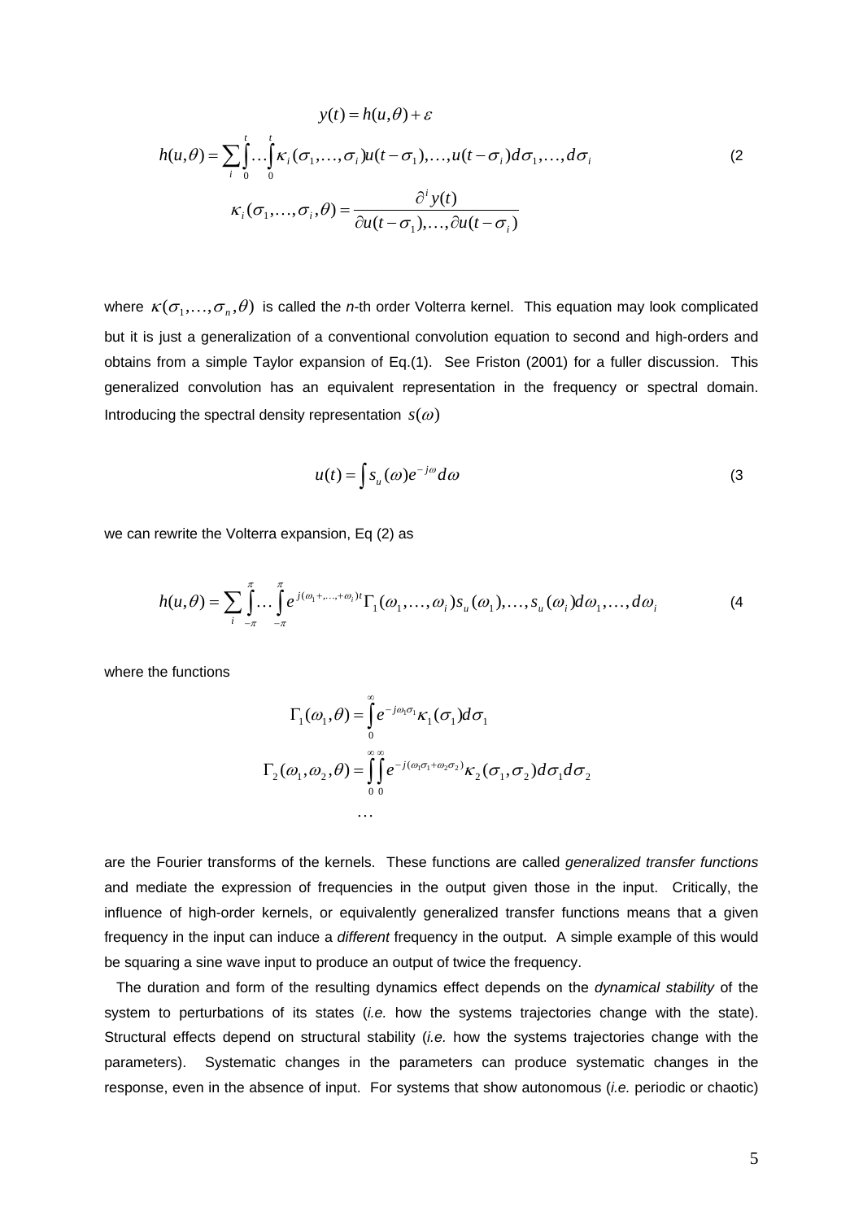$$y(t) = h(u, \theta) + \varepsilon$$

$$h(u, \theta) = \sum_i \int_0^t \ldots \int_0^t \kappa_i(\sigma_1, \ldots, \sigma_i) u(t - \sigma_1), \ldots, u(t - \sigma_i) d\sigma_1, \ldots, d\sigma_i \tag{2}$$

$$\kappa_i(\sigma_1, \ldots, \sigma_i, \theta) = \frac{\partial^i y(t)}{\partial u(t - \sigma_1), \ldots, \partial u(t - \sigma_i)}$$

where $\kappa(\sigma_1, \ldots, \sigma_n, \theta)$ is called the *n*-th order Volterra kernel. This equation may look complicated but it is just a generalization of a conventional convolution equation to second and high-orders and obtains from a simple Taylor expansion of Eq.(1). See Friston (2001) for a fuller discussion. This generalized convolution has an equivalent representation in the frequency or spectral domain. Introducing the spectral density representation $s(\omega)$

$$u(t) = \int s_u(\omega) e^{-j\omega} d\omega \tag{3}$$

we can rewrite the Volterra expansion, Eq (2) as

$$h(u, \theta) = \sum_i \int_{-\pi}^{\pi} \ldots \int_{-\pi}^{\pi} e^{j(\omega_1 +, \ldots, +\omega_i)t} \Gamma_1(\omega_1, \ldots, \omega_i) s_u(\omega_1), \ldots, s_u(\omega_i) d\omega_1, \ldots, d\omega_i \tag{4}$$

where the functions

$$\Gamma_1(\omega_1, \theta) = \int_0^{\infty} e^{-j\omega_1\sigma_1} \kappa_1(\sigma_1) d\sigma_1$$

$$\Gamma_2(\omega_1, \omega_2, \theta) = \int_0^{\infty} \int_0^{\infty} e^{-j(\omega_1\sigma_1 + \omega_2\sigma_2)} \kappa_2(\sigma_1, \sigma_2) d\sigma_1 d\sigma_2$$

$$\ldots$$

are the Fourier transforms of the kernels. These functions are called *generalized transfer functions* and mediate the expression of frequencies in the output given those in the input. Critically, the influence of high-order kernels, or equivalently generalized transfer functions means that a given frequency in the input can induce a *different* frequency in the output. A simple example of this would be squaring a sine wave input to produce an output of twice the frequency.

The duration and form of the resulting dynamics effect depends on the *dynamical stability* of the system to perturbations of its states (*i.e.* how the systems trajectories change with the state). Structural effects depend on structural stability (*i.e.* how the systems trajectories change with the parameters). Systematic changes in the parameters can produce systematic changes in the response, even in the absence of input. For systems that show autonomous (*i.e.* periodic or chaotic)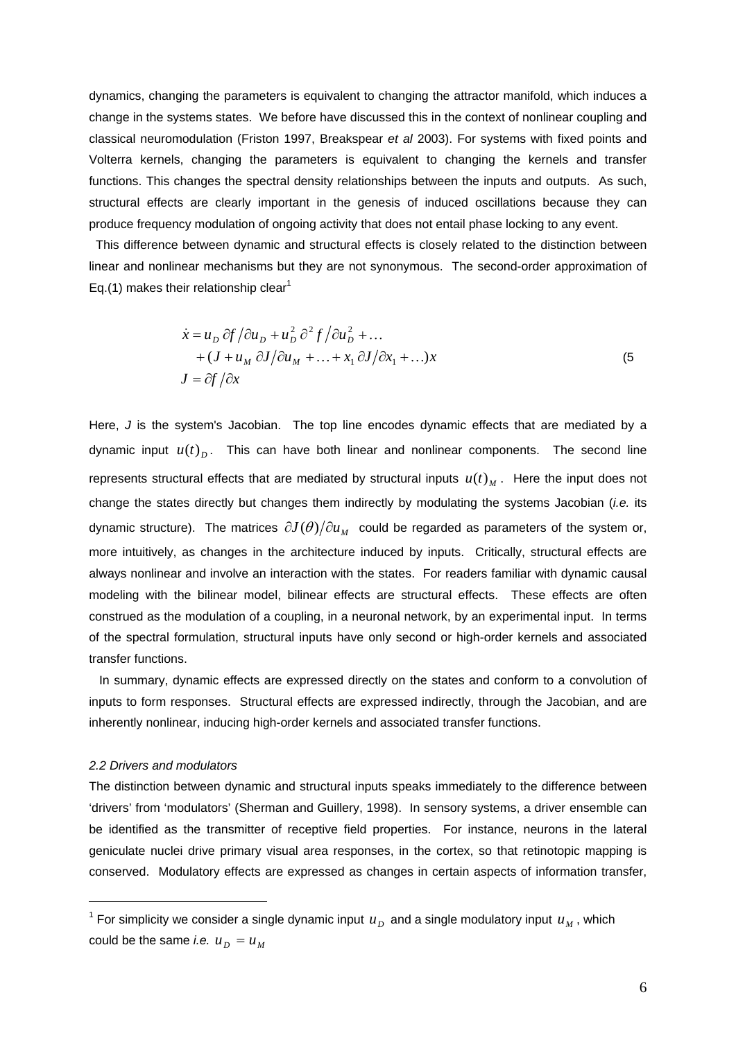dynamics, changing the parameters is equivalent to changing the attractor manifold, which induces a change in the systems states. We before have discussed this in the context of nonlinear coupling and classical neuromodulation (Friston 1997, Breakspear *et al* 2003). For systems with fixed points and Volterra kernels, changing the parameters is equivalent to changing the kernels and transfer functions. This changes the spectral density relationships between the inputs and outputs. As such, structural effects are clearly important in the genesis of induced oscillations because they can produce frequency modulation of ongoing activity that does not entail phase locking to any event.

This difference between dynamic and structural effects is closely related to the distinction between linear and nonlinear mechanisms but they are not synonymous. The second-order approximation of Eq.(1) makes their relationship clear[1]

$$
\begin{aligned}
\dot{x} &= u_D\, \partial f / \partial u_D + u_D^2\, \partial^2 f / \partial u_D^2 + \ldots \\
&\quad + (J + u_M\, \partial J / \partial u_M + \ldots + x_1\, \partial J / \partial x_1 + \ldots) x \\
J &= \partial f / \partial x
\end{aligned}
\tag{5}
$$

Here, $J$ is the system's Jacobian. The top line encodes dynamic effects that are mediated by a dynamic input $u(t)_D$. This can have both linear and nonlinear components. The second line represents structural effects that are mediated by structural inputs $u(t)_M$. Here the input does not change the states directly but changes them indirectly by modulating the systems Jacobian (*i.e.* its dynamic structure). The matrices $\partial J(\theta)/\partial u_M$ could be regarded as parameters of the system or, more intuitively, as changes in the architecture induced by inputs. Critically, structural effects are always nonlinear and involve an interaction with the states. For readers familiar with dynamic causal modeling with the bilinear model, bilinear effects are structural effects. These effects are often construed as the modulation of a coupling, in a neuronal network, by an experimental input. In terms of the spectral formulation, structural inputs have only second or high-order kernels and associated transfer functions.

In summary, dynamic effects are expressed directly on the states and conform to a convolution of inputs to form responses. Structural effects are expressed indirectly, through the Jacobian, and are inherently nonlinear, inducing high-order kernels and associated transfer functions.

### *2.2 Drivers and modulators*

The distinction between dynamic and structural inputs speaks immediately to the difference between 'drivers' from 'modulators' (Sherman and Guillery, 1998). In sensory systems, a driver ensemble can be identified as the transmitter of receptive field properties. For instance, neurons in the lateral geniculate nuclei drive primary visual area responses, in the cortex, so that retinotopic mapping is conserved. Modulatory effects are expressed as changes in certain aspects of information transfer,

---

[1] For simplicity we consider a single dynamic input $u_D$ and a single modulatory input $u_M$, which could be the same *i.e.* $u_D = u_M$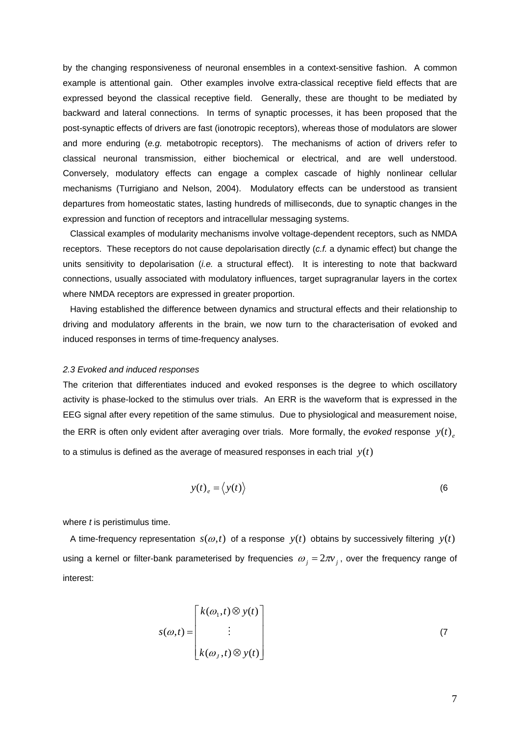by the changing responsiveness of neuronal ensembles in a context-sensitive fashion. A common example is attentional gain. Other examples involve extra-classical receptive field effects that are expressed beyond the classical receptive field. Generally, these are thought to be mediated by backward and lateral connections. In terms of synaptic processes, it has been proposed that the post-synaptic effects of drivers are fast (ionotropic receptors), whereas those of modulators are slower and more enduring (*e.g.* metabotropic receptors). The mechanisms of action of drivers refer to classical neuronal transmission, either biochemical or electrical, and are well understood. Conversely, modulatory effects can engage a complex cascade of highly nonlinear cellular mechanisms (Turrigiano and Nelson, 2004). Modulatory effects can be understood as transient departures from homeostatic states, lasting hundreds of milliseconds, due to synaptic changes in the expression and function of receptors and intracellular messaging systems.

Classical examples of modularity mechanisms involve voltage-dependent receptors, such as NMDA receptors. These receptors do not cause depolarisation directly (*c.f.* a dynamic effect) but change the units sensitivity to depolarisation (*i.e.* a structural effect). It is interesting to note that backward connections, usually associated with modulatory influences, target supragranular layers in the cortex where NMDA receptors are expressed in greater proportion.

Having established the difference between dynamics and structural effects and their relationship to driving and modulatory afferents in the brain, we now turn to the characterisation of evoked and induced responses in terms of time-frequency analyses.

*2.3 Evoked and induced responses*

The criterion that differentiates induced and evoked responses is the degree to which oscillatory activity is phase-locked to the stimulus over trials. An ERR is the waveform that is expressed in the EEG signal after every repetition of the same stimulus. Due to physiological and measurement noise, the ERR is often only evident after averaging over trials. More formally, the *evoked* response $y(t)_e$ to a stimulus is defined as the average of measured responses in each trial $y(t)$

$$y(t)_e = \langle y(t) \rangle \quad (6$$

where *t* is peristimulus time.

A time-frequency representation $s(\omega,t)$ of a response $y(t)$ obtains by successively filtering $y(t)$ using a kernel or filter-bank parameterised by frequencies $\omega_j = 2\pi\nu_j$, over the frequency range of interest:

$$s(\omega,t) = \begin{bmatrix} k(\omega_1,t) \otimes y(t) \\ \vdots \\ k(\omega_J,t) \otimes y(t) \end{bmatrix} \quad (7$$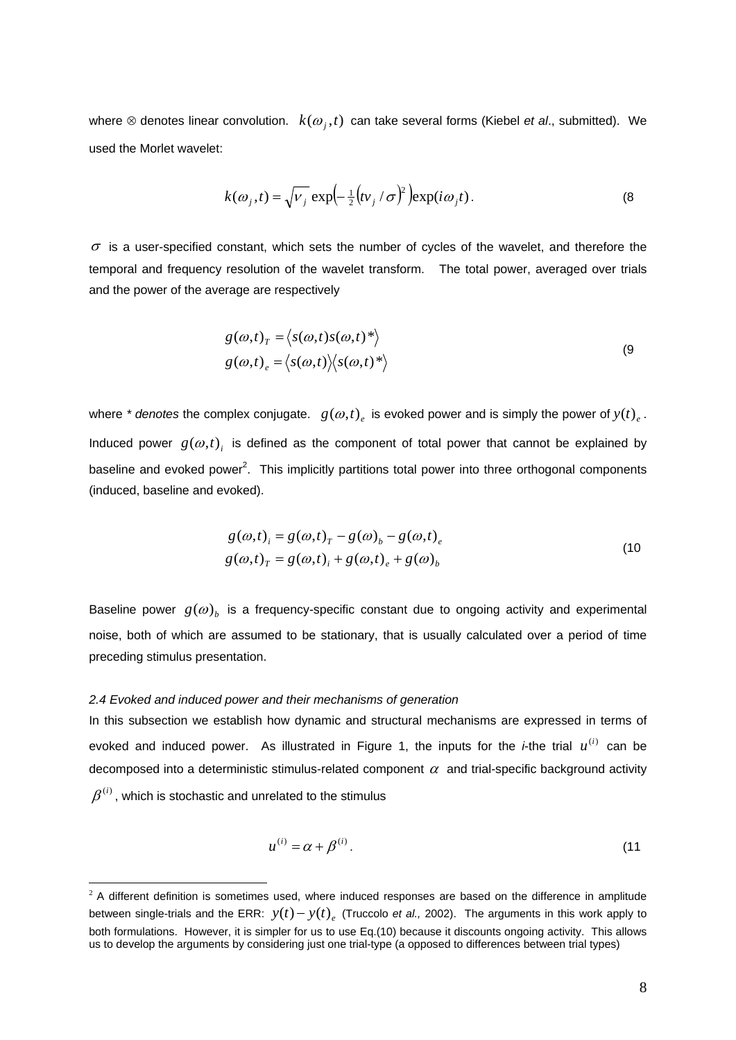where $\otimes$ denotes linear convolution. $k(\omega_j, t)$ can take several forms (Kiebel *et al*., submitted). We used the Morlet wavelet:

$$k(\omega_j, t) = \sqrt{\nu_j}\exp\left(-\tfrac{1}{2}\left(t\nu_j / \sigma\right)^2\right)\exp(i\omega_j t). \tag{8}$$

$\sigma$ is a user-specified constant, which sets the number of cycles of the wavelet, and therefore the temporal and frequency resolution of the wavelet transform. The total power, averaged over trials and the power of the average are respectively

$$\begin{aligned} g(\omega,t)_T &= \langle s(\omega,t)s(\omega,t)^* \rangle \\ g(\omega,t)_e &= \langle s(\omega,t)\rangle\langle s(\omega,t)^* \rangle \end{aligned} \tag{9}$$

where *\* denotes* the complex conjugate. $g(\omega,t)_e$ is evoked power and is simply the power of $y(t)_e$. Induced power $g(\omega,t)_i$ is defined as the component of total power that cannot be explained by baseline and evoked power[2]. This implicitly partitions total power into three orthogonal components (induced, baseline and evoked).

$$\begin{aligned} g(\omega,t)_i &= g(\omega,t)_T - g(\omega)_b - g(\omega,t)_e \\ g(\omega,t)_T &= g(\omega,t)_i + g(\omega,t)_e + g(\omega)_b \end{aligned} \tag{10}$$

Baseline power $g(\omega)_b$ is a frequency-specific constant due to ongoing activity and experimental noise, both of which are assumed to be stationary, that is usually calculated over a period of time preceding stimulus presentation.

### *2.4 Evoked and induced power and their mechanisms of generation*

In this subsection we establish how dynamic and structural mechanisms are expressed in terms of evoked and induced power. As illustrated in Figure 1, the inputs for the *i*-the trial $u^{(i)}$ can be decomposed into a deterministic stimulus-related component $\alpha$ and trial-specific background activity $\beta^{(i)}$, which is stochastic and unrelated to the stimulus

$$u^{(i)} = \alpha + \beta^{(i)}. \tag{11}$$

---

[2] A different definition is sometimes used, where induced responses are based on the difference in amplitude between single-trials and the ERR: $y(t) - y(t)_e$ (Truccolo *et al.,* 2002). The arguments in this work apply to both formulations. However, it is simpler for us to use Eq.(10) because it discounts ongoing activity. This allows us to develop the arguments by considering just one trial-type (a opposed to differences between trial types)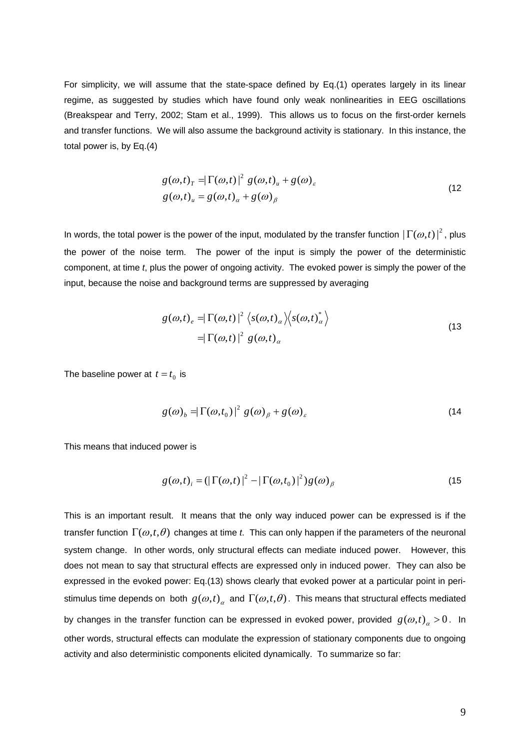For simplicity, we will assume that the state-space defined by Eq.(1) operates largely in its linear regime, as suggested by studies which have found only weak nonlinearities in EEG oscillations (Breakspear and Terry, 2002; Stam et al., 1999). This allows us to focus on the first-order kernels and transfer functions. We will also assume the background activity is stationary. In this instance, the total power is, by Eq.(4)

$$
\begin{aligned}
g(\omega,t)_T &= |\Gamma(\omega,t)|^2 \; g(\omega,t)_u + g(\omega)_\varepsilon \\
g(\omega,t)_u &= g(\omega,t)_\alpha + g(\omega)_\beta
\end{aligned}
\tag{12}
$$

In words, the total power is the power of the input, modulated by the transfer function $|\Gamma(\omega,t)|^2$, plus the power of the noise term. The power of the input is simply the power of the deterministic component, at time *t*, plus the power of ongoing activity. The evoked power is simply the power of the input, because the noise and background terms are suppressed by averaging

$$
\begin{aligned}
g(\omega,t)_e &= |\Gamma(\omega,t)|^2 \left\langle s(\omega,t)_\alpha \right\rangle \left\langle s(\omega,t)^*_\alpha \right\rangle \\
&= |\Gamma(\omega,t)|^2 \; g(\omega,t)_\alpha
\end{aligned}
\tag{13}
$$

The baseline power at $t = t_0$ is

$$
g(\omega)_b = |\Gamma(\omega,t_0)|^2 \; g(\omega)_\beta + g(\omega)_\varepsilon \tag{14}
$$

This means that induced power is

$$
g(\omega,t)_i = (|\Gamma(\omega,t)|^2 - |\Gamma(\omega,t_0)|^2) g(\omega)_\beta \tag{15}
$$

This is an important result. It means that the only way induced power can be expressed is if the transfer function $\Gamma(\omega,t,\theta)$ changes at time *t*. This can only happen if the parameters of the neuronal system change. In other words, only structural effects can mediate induced power. However, this does not mean to say that structural effects are expressed only in induced power. They can also be expressed in the evoked power: Eq.(13) shows clearly that evoked power at a particular point in peri-stimulus time depends on both $g(\omega,t)_\alpha$ and $\Gamma(\omega,t,\theta)$. This means that structural effects mediated by changes in the transfer function can be expressed in evoked power, provided $g(\omega,t)_\alpha > 0$. In other words, structural effects can modulate the expression of stationary components due to ongoing activity and also deterministic components elicited dynamically. To summarize so far: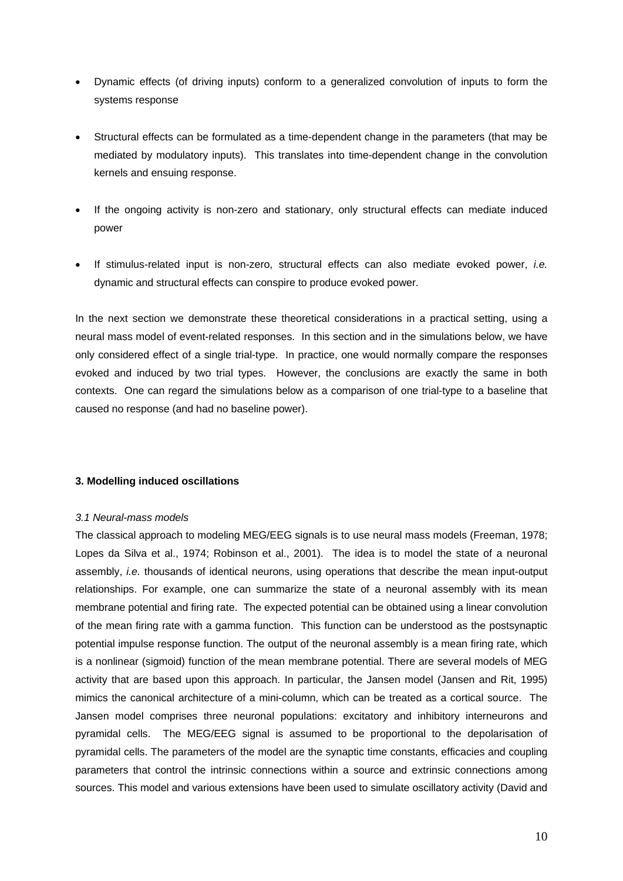- Dynamic effects (of driving inputs) conform to a generalized convolution of inputs to form the systems response
- Structural effects can be formulated as a time-dependent change in the parameters (that may be mediated by modulatory inputs). This translates into time-dependent change in the convolution kernels and ensuing response.
- If the ongoing activity is non-zero and stationary, only structural effects can mediate induced power
- If stimulus-related input is non-zero, structural effects can also mediate evoked power, *i.e.* dynamic and structural effects can conspire to produce evoked power.

In the next section we demonstrate these theoretical considerations in a practical setting, using a neural mass model of event-related responses. In this section and in the simulations below, we have only considered effect of a single trial-type. In practice, one would normally compare the responses evoked and induced by two trial types. However, the conclusions are exactly the same in both contexts. One can regard the simulations below as a comparison of one trial-type to a baseline that caused no response (and had no baseline power).

## 3. Modelling induced oscillations

### *3.1 Neural-mass models*

The classical approach to modeling MEG/EEG signals is to use neural mass models (Freeman, 1978; Lopes da Silva et al., 1974; Robinson et al., 2001). The idea is to model the state of a neuronal assembly, *i.e.* thousands of identical neurons, using operations that describe the mean input-output relationships. For example, one can summarize the state of a neuronal assembly with its mean membrane potential and firing rate. The expected potential can be obtained using a linear convolution of the mean firing rate with a gamma function. This function can be understood as the postsynaptic potential impulse response function. The output of the neuronal assembly is a mean firing rate, which is a nonlinear (sigmoid) function of the mean membrane potential. There are several models of MEG activity that are based upon this approach. In particular, the Jansen model (Jansen and Rit, 1995) mimics the canonical architecture of a mini-column, which can be treated as a cortical source. The Jansen model comprises three neuronal populations: excitatory and inhibitory interneurons and pyramidal cells. The MEG/EEG signal is assumed to be proportional to the depolarisation of pyramidal cells. The parameters of the model are the synaptic time constants, efficacies and coupling parameters that control the intrinsic connections within a source and extrinsic connections among sources. This model and various extensions have been used to simulate oscillatory activity (David and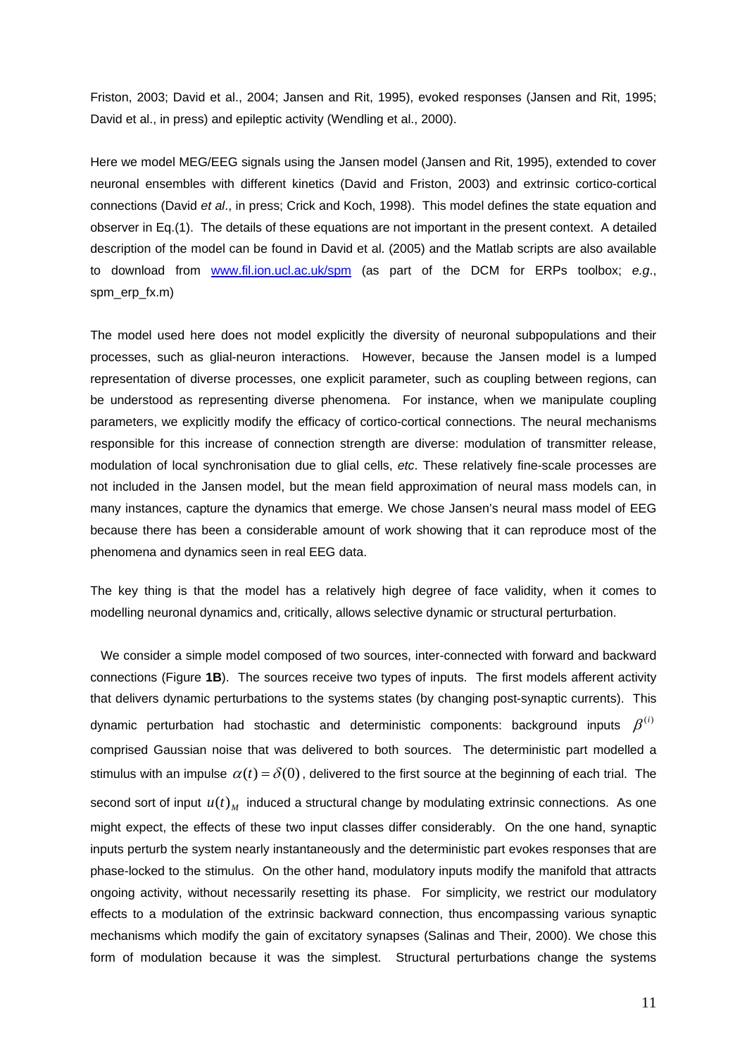Friston, 2003; David et al., 2004; Jansen and Rit, 1995), evoked responses (Jansen and Rit, 1995; David et al., in press) and epileptic activity (Wendling et al., 2000).

Here we model MEG/EEG signals using the Jansen model (Jansen and Rit, 1995), extended to cover neuronal ensembles with different kinetics (David and Friston, 2003) and extrinsic cortico-cortical connections (David *et al*., in press; Crick and Koch, 1998). This model defines the state equation and observer in Eq.(1). The details of these equations are not important in the present context. A detailed description of the model can be found in David et al. (2005) and the Matlab scripts are also available to download from www.fil.ion.ucl.ac.uk/spm (as part of the DCM for ERPs toolbox; *e.g*., spm_erp_fx.m)

The model used here does not model explicitly the diversity of neuronal subpopulations and their processes, such as glial-neuron interactions. However, because the Jansen model is a lumped representation of diverse processes, one explicit parameter, such as coupling between regions, can be understood as representing diverse phenomena. For instance, when we manipulate coupling parameters, we explicitly modify the efficacy of cortico-cortical connections. The neural mechanisms responsible for this increase of connection strength are diverse: modulation of transmitter release, modulation of local synchronisation due to glial cells, *etc*. These relatively fine-scale processes are not included in the Jansen model, but the mean field approximation of neural mass models can, in many instances, capture the dynamics that emerge. We chose Jansen's neural mass model of EEG because there has been a considerable amount of work showing that it can reproduce most of the phenomena and dynamics seen in real EEG data.

The key thing is that the model has a relatively high degree of face validity, when it comes to modelling neuronal dynamics and, critically, allows selective dynamic or structural perturbation.

We consider a simple model composed of two sources, inter-connected with forward and backward connections (Figure **1B**). The sources receive two types of inputs. The first models afferent activity that delivers dynamic perturbations to the systems states (by changing post-synaptic currents). This dynamic perturbation had stochastic and deterministic components: background inputs $\beta^{(i)}$ comprised Gaussian noise that was delivered to both sources. The deterministic part modelled a stimulus with an impulse $\alpha(t) = \delta(0)$, delivered to the first source at the beginning of each trial. The second sort of input $u(t)_M$ induced a structural change by modulating extrinsic connections. As one might expect, the effects of these two input classes differ considerably. On the one hand, synaptic inputs perturb the system nearly instantaneously and the deterministic part evokes responses that are phase-locked to the stimulus. On the other hand, modulatory inputs modify the manifold that attracts ongoing activity, without necessarily resetting its phase. For simplicity, we restrict our modulatory effects to a modulation of the extrinsic backward connection, thus encompassing various synaptic mechanisms which modify the gain of excitatory synapses (Salinas and Their, 2000). We chose this form of modulation because it was the simplest. Structural perturbations change the systems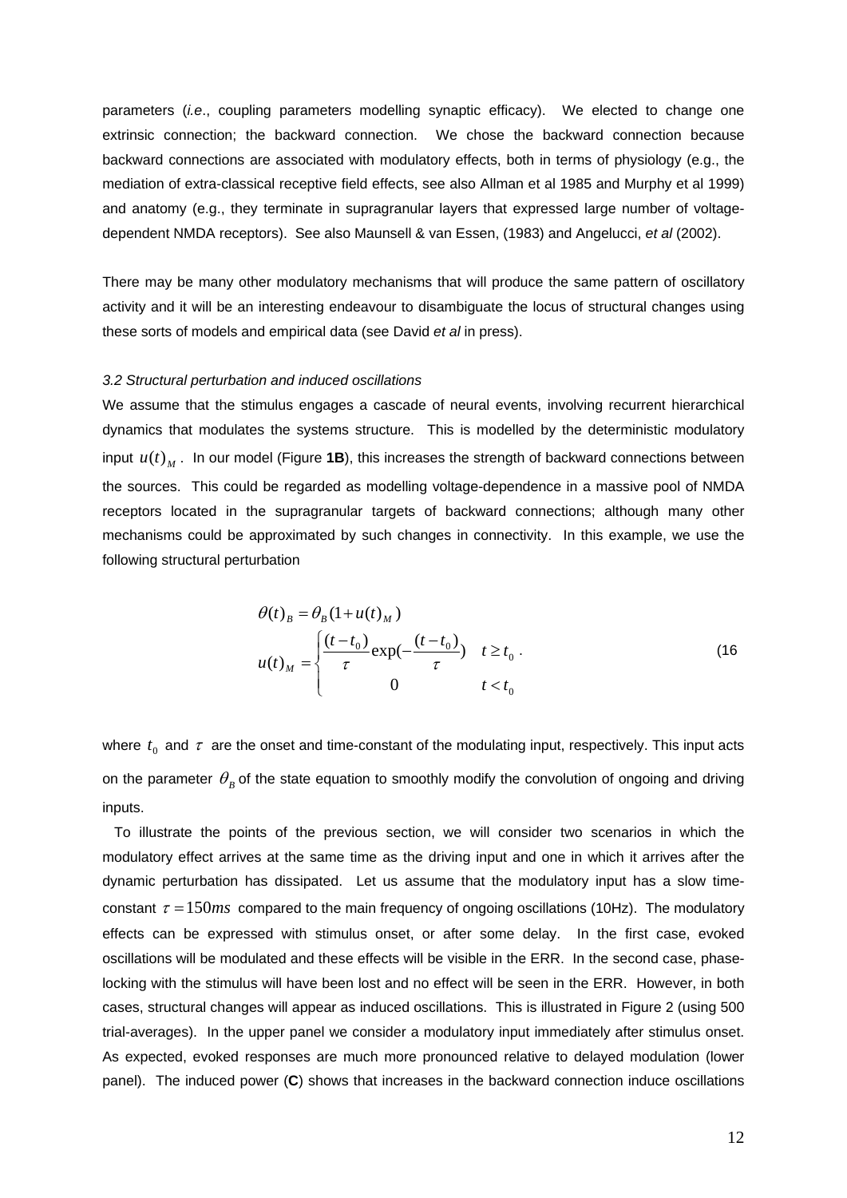parameters (*i.e*., coupling parameters modelling synaptic efficacy). We elected to change one extrinsic connection; the backward connection. We chose the backward connection because backward connections are associated with modulatory effects, both in terms of physiology (e.g., the mediation of extra-classical receptive field effects, see also Allman et al 1985 and Murphy et al 1999) and anatomy (e.g., they terminate in supragranular layers that expressed large number of voltage-dependent NMDA receptors). See also Maunsell & van Essen, (1983) and Angelucci, *et al* (2002).

There may be many other modulatory mechanisms that will produce the same pattern of oscillatory activity and it will be an interesting endeavour to disambiguate the locus of structural changes using these sorts of models and empirical data (see David *et al* in press).

### *3.2 Structural perturbation and induced oscillations*

We assume that the stimulus engages a cascade of neural events, involving recurrent hierarchical dynamics that modulates the systems structure. This is modelled by the deterministic modulatory input $u(t)_M$. In our model (Figure **1B**), this increases the strength of backward connections between the sources. This could be regarded as modelling voltage-dependence in a massive pool of NMDA receptors located in the supragranular targets of backward connections; although many other mechanisms could be approximated by such changes in connectivity. In this example, we use the following structural perturbation

$$
\begin{aligned}
\theta(t)_B &= \theta_B(1+u(t)_M) \\
u(t)_M &= \begin{cases} \dfrac{(t-t_0)}{\tau}\exp(-\dfrac{(t-t_0)}{\tau}) & t \geq t_0 \\ 0 & t < t_0 \end{cases}
\end{aligned} \tag{16}
$$

where $t_0$ and $\tau$ are the onset and time-constant of the modulating input, respectively. This input acts on the parameter $\theta_B$ of the state equation to smoothly modify the convolution of ongoing and driving inputs.

To illustrate the points of the previous section, we will consider two scenarios in which the modulatory effect arrives at the same time as the driving input and one in which it arrives after the dynamic perturbation has dissipated. Let us assume that the modulatory input has a slow time-constant $\tau = 150ms$ compared to the main frequency of ongoing oscillations (10Hz). The modulatory effects can be expressed with stimulus onset, or after some delay. In the first case, evoked oscillations will be modulated and these effects will be visible in the ERR. In the second case, phase-locking with the stimulus will have been lost and no effect will be seen in the ERR. However, in both cases, structural changes will appear as induced oscillations. This is illustrated in Figure 2 (using 500 trial-averages). In the upper panel we consider a modulatory input immediately after stimulus onset. As expected, evoked responses are much more pronounced relative to delayed modulation (lower panel). The induced power (**C**) shows that increases in the backward connection induce oscillations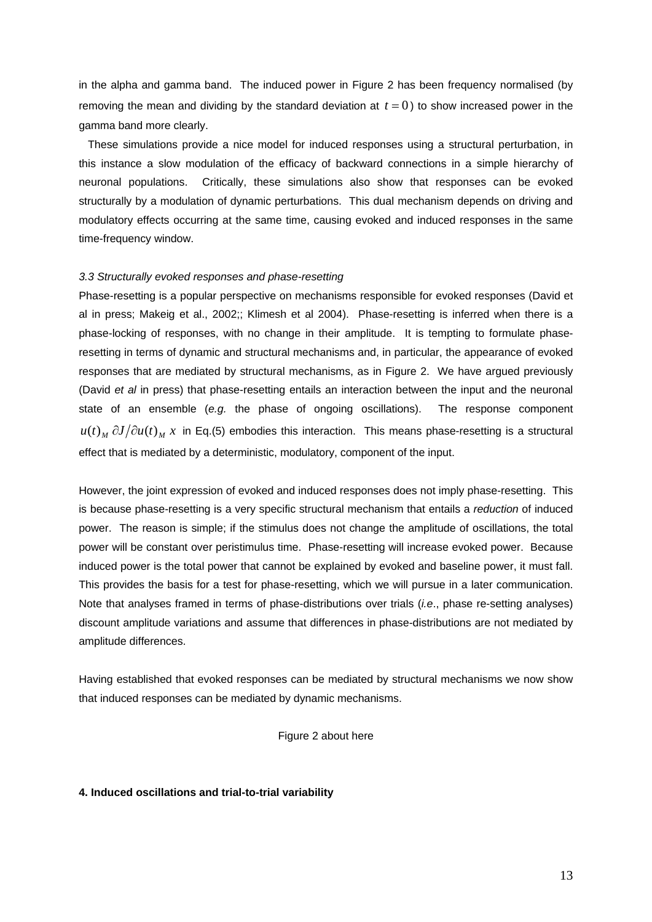in the alpha and gamma band. The induced power in Figure 2 has been frequency normalised (by removing the mean and dividing by the standard deviation at $t = 0$) to show increased power in the gamma band more clearly.

These simulations provide a nice model for induced responses using a structural perturbation, in this instance a slow modulation of the efficacy of backward connections in a simple hierarchy of neuronal populations. Critically, these simulations also show that responses can be evoked structurally by a modulation of dynamic perturbations. This dual mechanism depends on driving and modulatory effects occurring at the same time, causing evoked and induced responses in the same time-frequency window.

### *3.3 Structurally evoked responses and phase-resetting*

Phase-resetting is a popular perspective on mechanisms responsible for evoked responses (David et al in press; Makeig et al., 2002;; Klimesh et al 2004). Phase-resetting is inferred when there is a phase-locking of responses, with no change in their amplitude. It is tempting to formulate phase-resetting in terms of dynamic and structural mechanisms and, in particular, the appearance of evoked responses that are mediated by structural mechanisms, as in Figure 2. We have argued previously (David *et al* in press) that phase-resetting entails an interaction between the input and the neuronal state of an ensemble (*e.g.* the phase of ongoing oscillations). The response component $u(t)_M \, \partial J / \partial u(t)_M \, x$ in Eq.(5) embodies this interaction. This means phase-resetting is a structural effect that is mediated by a deterministic, modulatory, component of the input.

However, the joint expression of evoked and induced responses does not imply phase-resetting. This is because phase-resetting is a very specific structural mechanism that entails a *reduction* of induced power. The reason is simple; if the stimulus does not change the amplitude of oscillations, the total power will be constant over peristimulus time. Phase-resetting will increase evoked power. Because induced power is the total power that cannot be explained by evoked and baseline power, it must fall. This provides the basis for a test for phase-resetting, which we will pursue in a later communication. Note that analyses framed in terms of phase-distributions over trials (*i.e*., phase re-setting analyses) discount amplitude variations and assume that differences in phase-distributions are not mediated by amplitude differences.

Having established that evoked responses can be mediated by structural mechanisms we now show that induced responses can be mediated by dynamic mechanisms.

Figure 2 about here

## **4. Induced oscillations and trial-to-trial variability**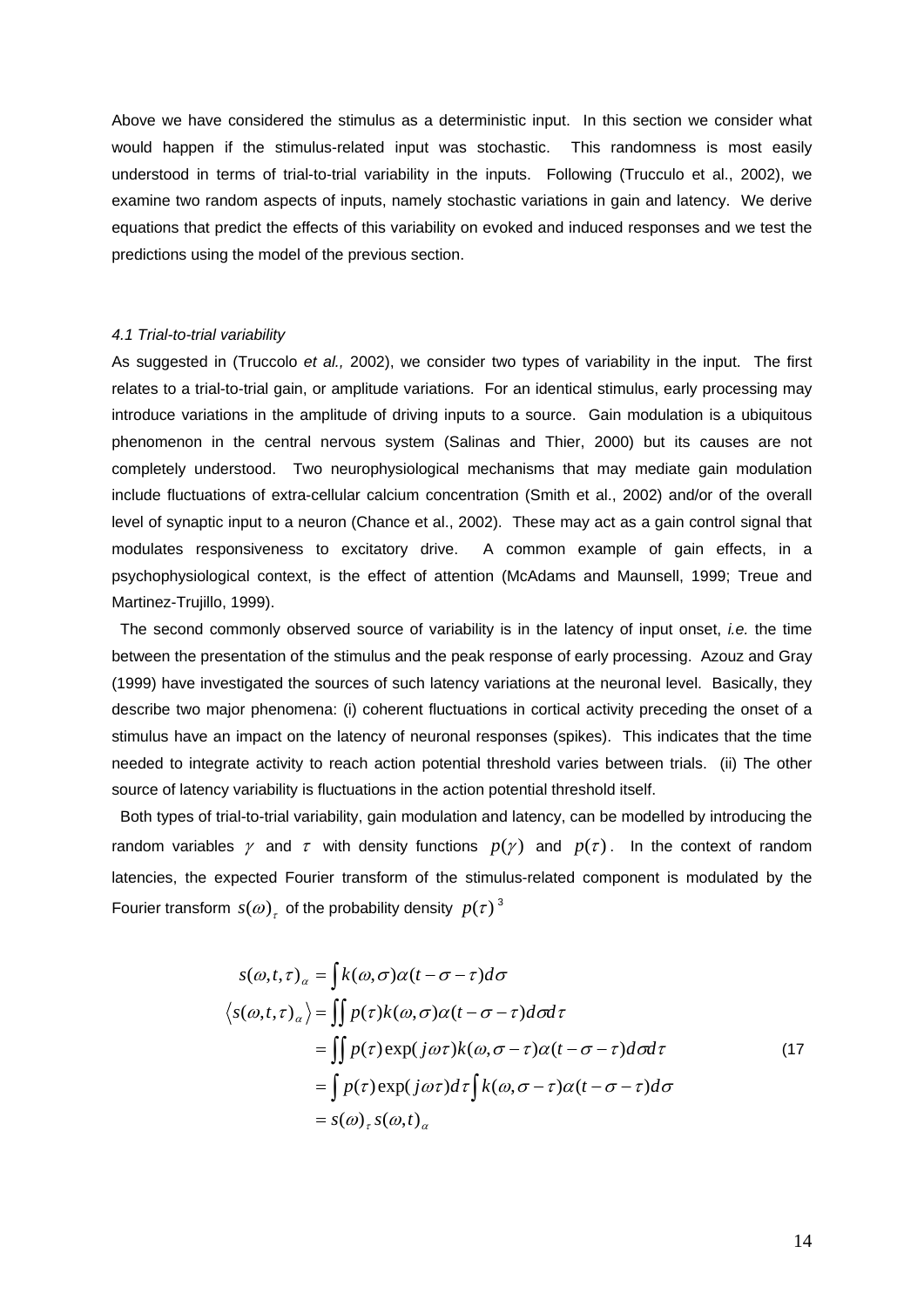Above we have considered the stimulus as a deterministic input. In this section we consider what would happen if the stimulus-related input was stochastic. This randomness is most easily understood in terms of trial-to-trial variability in the inputs. Following (Trucculo et al., 2002), we examine two random aspects of inputs, namely stochastic variations in gain and latency. We derive equations that predict the effects of this variability on evoked and induced responses and we test the predictions using the model of the previous section.

### *4.1 Trial-to-trial variability*

As suggested in (Truccolo *et al.,* 2002), we consider two types of variability in the input. The first relates to a trial-to-trial gain, or amplitude variations. For an identical stimulus, early processing may introduce variations in the amplitude of driving inputs to a source. Gain modulation is a ubiquitous phenomenon in the central nervous system (Salinas and Thier, 2000) but its causes are not completely understood. Two neurophysiological mechanisms that may mediate gain modulation include fluctuations of extra-cellular calcium concentration (Smith et al., 2002) and/or of the overall level of synaptic input to a neuron (Chance et al., 2002). These may act as a gain control signal that modulates responsiveness to excitatory drive. A common example of gain effects, in a psychophysiological context, is the effect of attention (McAdams and Maunsell, 1999; Treue and Martinez-Trujillo, 1999).

The second commonly observed source of variability is in the latency of input onset, *i.e.* the time between the presentation of the stimulus and the peak response of early processing. Azouz and Gray (1999) have investigated the sources of such latency variations at the neuronal level. Basically, they describe two major phenomena: (i) coherent fluctuations in cortical activity preceding the onset of a stimulus have an impact on the latency of neuronal responses (spikes). This indicates that the time needed to integrate activity to reach action potential threshold varies between trials. (ii) The other source of latency variability is fluctuations in the action potential threshold itself.

Both types of trial-to-trial variability, gain modulation and latency, can be modelled by introducing the random variables $\gamma$ and $\tau$ with density functions $p(\gamma)$ and $p(\tau)$. In the context of random latencies, the expected Fourier transform of the stimulus-related component is modulated by the Fourier transform $s(\omega)_\tau$ of the probability density $p(\tau)$ [3]

$$
\begin{aligned}
s(\omega,t,\tau)_\alpha &= \int k(\omega,\sigma)\alpha(t-\sigma-\tau)d\sigma \\
\langle s(\omega,t,\tau)_\alpha \rangle &= \iint p(\tau)k(\omega,\sigma)\alpha(t-\sigma-\tau)d\sigma d\tau \\
&= \iint p(\tau)\exp(j\omega\tau)k(\omega,\sigma-\tau)\alpha(t-\sigma-\tau)d\sigma d\tau \\
&= \int p(\tau)\exp(j\omega\tau)d\tau \int k(\omega,\sigma-\tau)\alpha(t-\sigma-\tau)d\sigma \\
&= s(\omega)_\tau s(\omega,t)_\alpha
\end{aligned}
\qquad (17
$$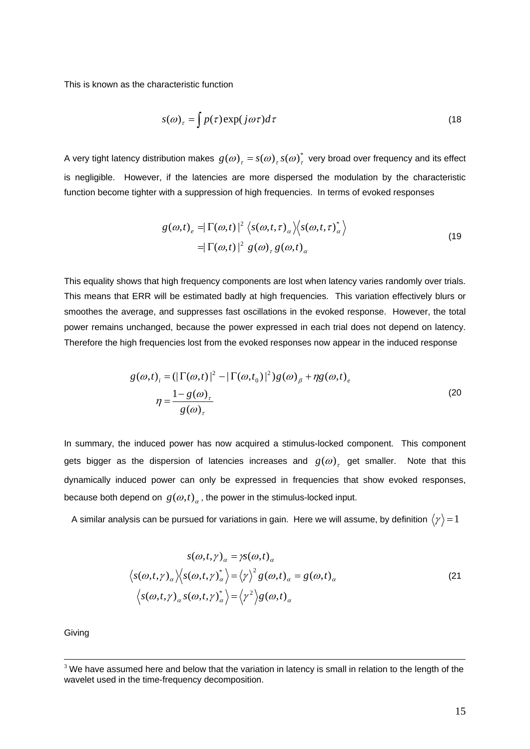This is known as the characteristic function

$$s(\omega)_\tau = \int p(\tau)\exp(j\omega\tau)d\tau \tag{18}$$

A very tight latency distribution makes $g(\omega)_\tau = s(\omega)_\tau s(\omega)_\tau^*$ very broad over frequency and its effect is negligible. However, if the latencies are more dispersed the modulation by the characteristic function become tighter with a suppression of high frequencies. In terms of evoked responses

$$\begin{aligned} g(\omega,t)_e &= |\Gamma(\omega,t)|^2 \left\langle s(\omega,t,\tau)_\alpha \right\rangle \left\langle s(\omega,t,\tau)_\alpha^* \right\rangle \\ &= |\Gamma(\omega,t)|^2 \, g(\omega)_\tau \, g(\omega,t)_\alpha \end{aligned} \tag{19}$$

This equality shows that high frequency components are lost when latency varies randomly over trials. This means that ERR will be estimated badly at high frequencies. This variation effectively blurs or smoothes the average, and suppresses fast oscillations in the evoked response. However, the total power remains unchanged, because the power expressed in each trial does not depend on latency. Therefore the high frequencies lost from the evoked responses now appear in the induced response

$$\begin{aligned} g(\omega,t)_i &= (|\Gamma(\omega,t)|^2 - |\Gamma(\omega,t_0)|^2) g(\omega)_\beta + \eta g(\omega,t)_e \\ \eta &= \frac{1 - g(\omega)_\tau}{g(\omega)_\tau} \end{aligned} \tag{20}$$

In summary, the induced power has now acquired a stimulus-locked component. This component gets bigger as the dispersion of latencies increases and $g(\omega)_\tau$ get smaller. Note that this dynamically induced power can only be expressed in frequencies that show evoked responses, because both depend on $g(\omega,t)_\alpha$, the power in the stimulus-locked input.

A similar analysis can be pursued for variations in gain. Here we will assume, by definition $\langle \gamma \rangle = 1$

$$\begin{aligned} s(\omega,t,\gamma)_\alpha &= \gamma s(\omega,t)_\alpha \\ \left\langle s(\omega,t,\gamma)_\alpha \right\rangle \left\langle s(\omega,t,\gamma)_\alpha^* \right\rangle &= \left\langle \gamma \right\rangle^2 g(\omega,t)_\alpha = g(\omega,t)_\alpha \\ \left\langle s(\omega,t,\gamma)_\alpha \, s(\omega,t,\gamma)_\alpha^* \right\rangle &= \left\langle \gamma^2 \right\rangle g(\omega,t)_\alpha \end{aligned} \tag{21}$$

Giving

---

[3] We have assumed here and below that the variation in latency is small in relation to the length of the wavelet used in the time-frequency decomposition.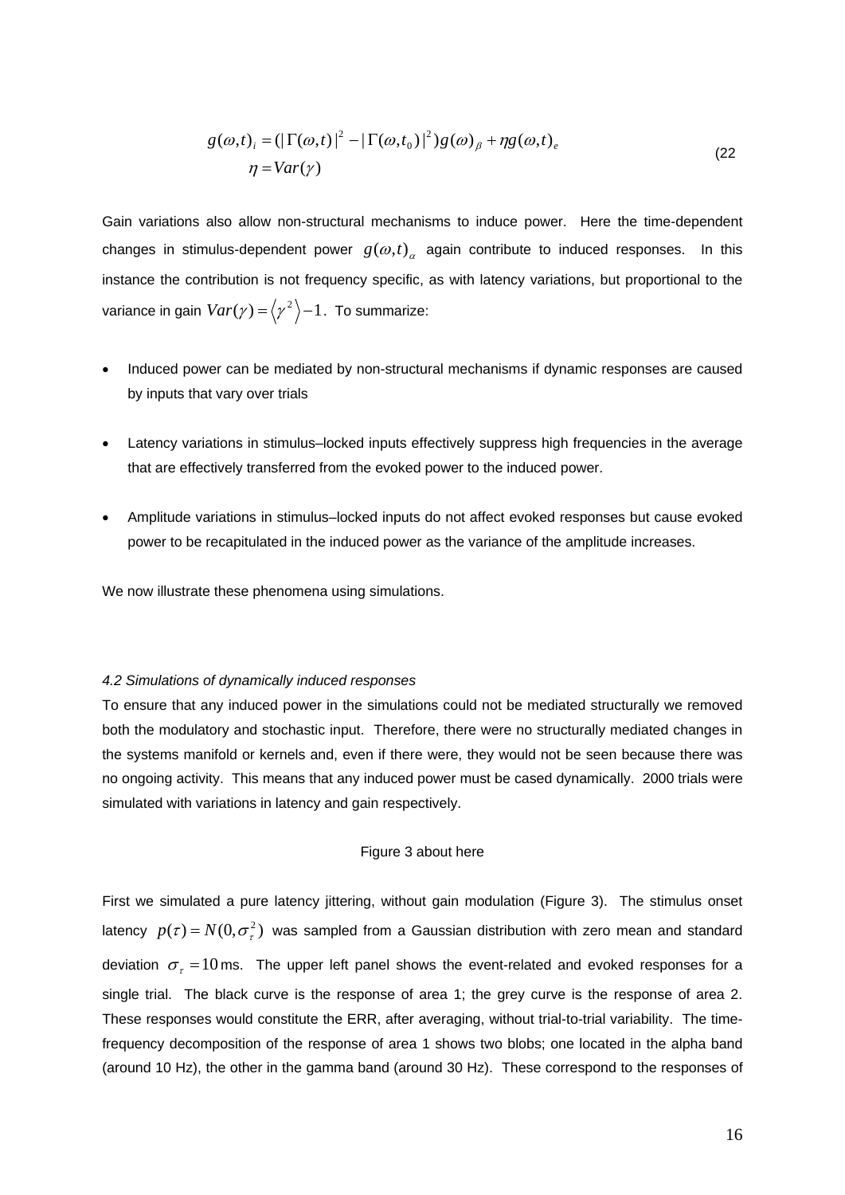$$
\begin{aligned}
g(\omega,t)_i &= (|\Gamma(\omega,t)|^2 - |\Gamma(\omega,t_0)|^2) g(\omega)_\beta + \eta g(\omega,t)_e \\
\eta &= Var(\gamma)
\end{aligned} \tag{22}
$$

Gain variations also allow non-structural mechanisms to induce power. Here the time-dependent changes in stimulus-dependent power $g(\omega,t)_\alpha$ again contribute to induced responses. In this instance the contribution is not frequency specific, as with latency variations, but proportional to the variance in gain $Var(\gamma) = \langle \gamma^2 \rangle - 1$. To summarize:

- Induced power can be mediated by non-structural mechanisms if dynamic responses are caused by inputs that vary over trials
- Latency variations in stimulus–locked inputs effectively suppress high frequencies in the average that are effectively transferred from the evoked power to the induced power.
- Amplitude variations in stimulus–locked inputs do not affect evoked responses but cause evoked power to be recapitulated in the induced power as the variance of the amplitude increases.

We now illustrate these phenomena using simulations.

*4.2 Simulations of dynamically induced responses*

To ensure that any induced power in the simulations could not be mediated structurally we removed both the modulatory and stochastic input. Therefore, there were no structurally mediated changes in the systems manifold or kernels and, even if there were, they would not be seen because there was no ongoing activity. This means that any induced power must be cased dynamically. 2000 trials were simulated with variations in latency and gain respectively.

Figure 3 about here

First we simulated a pure latency jittering, without gain modulation (Figure 3). The stimulus onset latency $p(\tau) = N(0, \sigma_\tau^2)$ was sampled from a Gaussian distribution with zero mean and standard deviation $\sigma_\tau = 10$ ms. The upper left panel shows the event-related and evoked responses for a single trial. The black curve is the response of area 1; the grey curve is the response of area 2. These responses would constitute the ERR, after averaging, without trial-to-trial variability. The time-frequency decomposition of the response of area 1 shows two blobs; one located in the alpha band (around 10 Hz), the other in the gamma band (around 30 Hz). These correspond to the responses of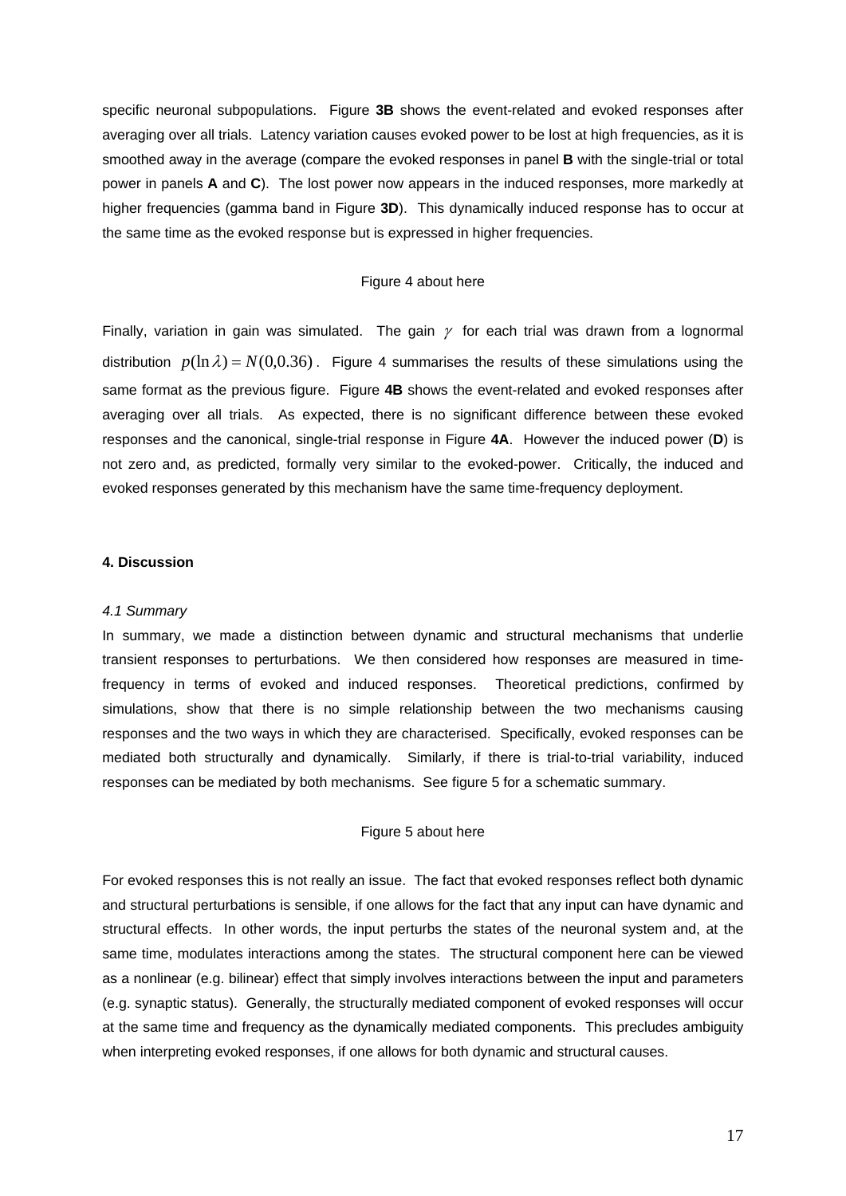specific neuronal subpopulations. Figure **3B** shows the event-related and evoked responses after averaging over all trials. Latency variation causes evoked power to be lost at high frequencies, as it is smoothed away in the average (compare the evoked responses in panel **B** with the single-trial or total power in panels **A** and **C**). The lost power now appears in the induced responses, more markedly at higher frequencies (gamma band in Figure **3D**). This dynamically induced response has to occur at the same time as the evoked response but is expressed in higher frequencies.

Figure 4 about here

Finally, variation in gain was simulated. The gain $\gamma$ for each trial was drawn from a lognormal distribution $p(\ln \lambda) = N(0,0.36)$. Figure 4 summarises the results of these simulations using the same format as the previous figure. Figure **4B** shows the event-related and evoked responses after averaging over all trials. As expected, there is no significant difference between these evoked responses and the canonical, single-trial response in Figure **4A**. However the induced power (**D**) is not zero and, as predicted, formally very similar to the evoked-power. Critically, the induced and evoked responses generated by this mechanism have the same time-frequency deployment.

## 4. Discussion

### *4.1 Summary*

In summary, we made a distinction between dynamic and structural mechanisms that underlie transient responses to perturbations. We then considered how responses are measured in time-frequency in terms of evoked and induced responses. Theoretical predictions, confirmed by simulations, show that there is no simple relationship between the two mechanisms causing responses and the two ways in which they are characterised. Specifically, evoked responses can be mediated both structurally and dynamically. Similarly, if there is trial-to-trial variability, induced responses can be mediated by both mechanisms. See figure 5 for a schematic summary.

Figure 5 about here

For evoked responses this is not really an issue. The fact that evoked responses reflect both dynamic and structural perturbations is sensible, if one allows for the fact that any input can have dynamic and structural effects. In other words, the input perturbs the states of the neuronal system and, at the same time, modulates interactions among the states. The structural component here can be viewed as a nonlinear (e.g. bilinear) effect that simply involves interactions between the input and parameters (e.g. synaptic status). Generally, the structurally mediated component of evoked responses will occur at the same time and frequency as the dynamically mediated components. This precludes ambiguity when interpreting evoked responses, if one allows for both dynamic and structural causes.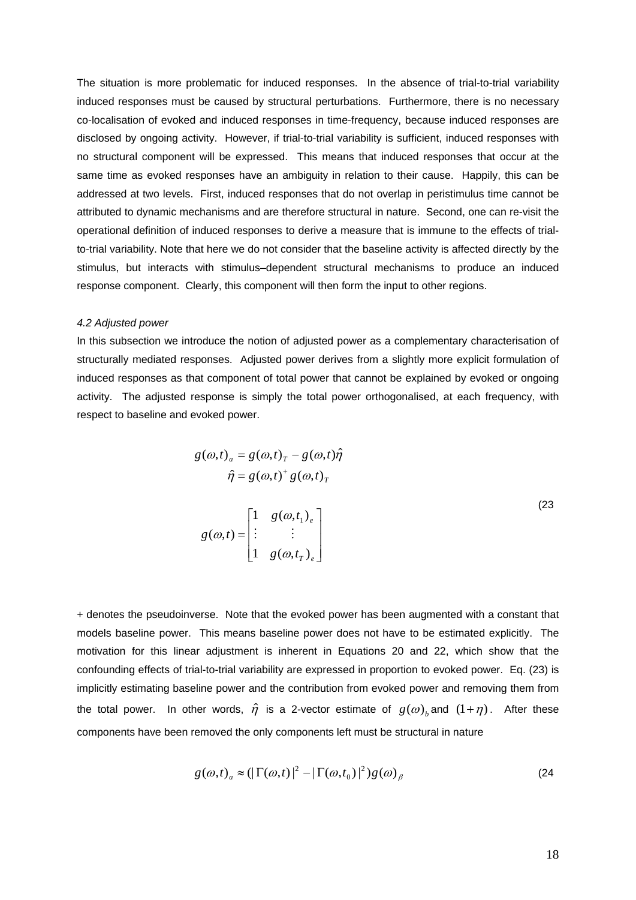The situation is more problematic for induced responses. In the absence of trial-to-trial variability induced responses must be caused by structural perturbations. Furthermore, there is no necessary co-localisation of evoked and induced responses in time-frequency, because induced responses are disclosed by ongoing activity. However, if trial-to-trial variability is sufficient, induced responses with no structural component will be expressed. This means that induced responses that occur at the same time as evoked responses have an ambiguity in relation to their cause. Happily, this can be addressed at two levels. First, induced responses that do not overlap in peristimulus time cannot be attributed to dynamic mechanisms and are therefore structural in nature. Second, one can re-visit the operational definition of induced responses to derive a measure that is immune to the effects of trial-to-trial variability. Note that here we do not consider that the baseline activity is affected directly by the stimulus, but interacts with stimulus–dependent structural mechanisms to produce an induced response component. Clearly, this component will then form the input to other regions.

*4.2 Adjusted power*

In this subsection we introduce the notion of adjusted power as a complementary characterisation of structurally mediated responses. Adjusted power derives from a slightly more explicit formulation of induced responses as that component of total power that cannot be explained by evoked or ongoing activity. The adjusted response is simply the total power orthogonalised, at each frequency, with respect to baseline and evoked power.

$$
\begin{aligned}
g(\omega,t)_a &= g(\omega,t)_T - g(\omega,t)\hat{\eta} \\
\hat{\eta} &= g(\omega,t)^{+} g(\omega,t)_T \\
g(\omega,t) &= \begin{bmatrix} 1 & g(\omega,t_1)_e \\ \vdots & \vdots \\ 1 & g(\omega,t_T)_e \end{bmatrix}
\end{aligned}
\tag{23}
$$

+ denotes the pseudoinverse. Note that the evoked power has been augmented with a constant that models baseline power. This means baseline power does not have to be estimated explicitly. The motivation for this linear adjustment is inherent in Equations 20 and 22, which show that the confounding effects of trial-to-trial variability are expressed in proportion to evoked power. Eq. (23) is implicitly estimating baseline power and the contribution from evoked power and removing them from the total power. In other words, $\hat{\eta}$ is a 2-vector estimate of $g(\omega)_b$ and $(1+\eta)$. After these components have been removed the only components left must be structural in nature

$$
g(\omega,t)_a \approx (|\Gamma(\omega,t)|^2 - |\Gamma(\omega,t_0)|^2) g(\omega)_\beta
\tag{24}
$$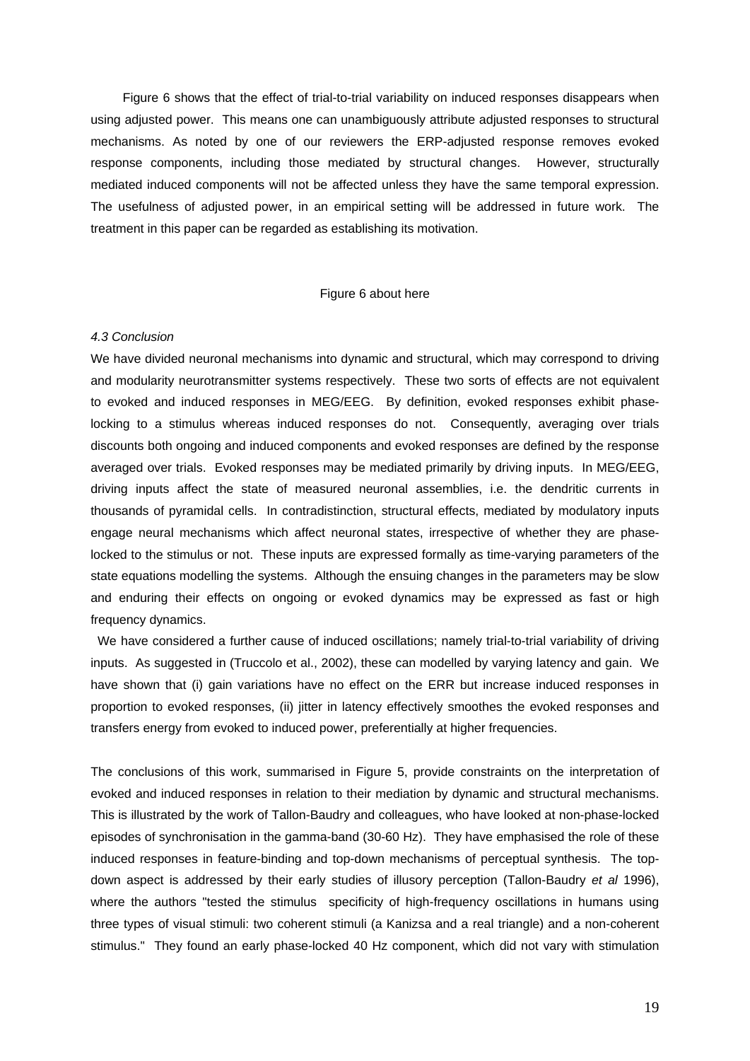Figure 6 shows that the effect of trial-to-trial variability on induced responses disappears when using adjusted power. This means one can unambiguously attribute adjusted responses to structural mechanisms. As noted by one of our reviewers the ERP-adjusted response removes evoked response components, including those mediated by structural changes. However, structurally mediated induced components will not be affected unless they have the same temporal expression. The usefulness of adjusted power, in an empirical setting will be addressed in future work. The treatment in this paper can be regarded as establishing its motivation.

Figure 6 about here

*4.3 Conclusion*

We have divided neuronal mechanisms into dynamic and structural, which may correspond to driving and modularity neurotransmitter systems respectively. These two sorts of effects are not equivalent to evoked and induced responses in MEG/EEG. By definition, evoked responses exhibit phase-locking to a stimulus whereas induced responses do not. Consequently, averaging over trials discounts both ongoing and induced components and evoked responses are defined by the response averaged over trials. Evoked responses may be mediated primarily by driving inputs. In MEG/EEG, driving inputs affect the state of measured neuronal assemblies, i.e. the dendritic currents in thousands of pyramidal cells. In contradistinction, structural effects, mediated by modulatory inputs engage neural mechanisms which affect neuronal states, irrespective of whether they are phase-locked to the stimulus or not. These inputs are expressed formally as time-varying parameters of the state equations modelling the systems. Although the ensuing changes in the parameters may be slow and enduring their effects on ongoing or evoked dynamics may be expressed as fast or high frequency dynamics.

We have considered a further cause of induced oscillations; namely trial-to-trial variability of driving inputs. As suggested in (Truccolo et al., 2002), these can modelled by varying latency and gain. We have shown that (i) gain variations have no effect on the ERR but increase induced responses in proportion to evoked responses, (ii) jitter in latency effectively smoothes the evoked responses and transfers energy from evoked to induced power, preferentially at higher frequencies.

The conclusions of this work, summarised in Figure 5, provide constraints on the interpretation of evoked and induced responses in relation to their mediation by dynamic and structural mechanisms. This is illustrated by the work of Tallon-Baudry and colleagues, who have looked at non-phase-locked episodes of synchronisation in the gamma-band (30-60 Hz). They have emphasised the role of these induced responses in feature-binding and top-down mechanisms of perceptual synthesis. The top-down aspect is addressed by their early studies of illusory perception (Tallon-Baudry *et al* 1996), where the authors "tested the stimulus specificity of high-frequency oscillations in humans using three types of visual stimuli: two coherent stimuli (a Kanizsa and a real triangle) and a non-coherent stimulus." They found an early phase-locked 40 Hz component, which did not vary with stimulation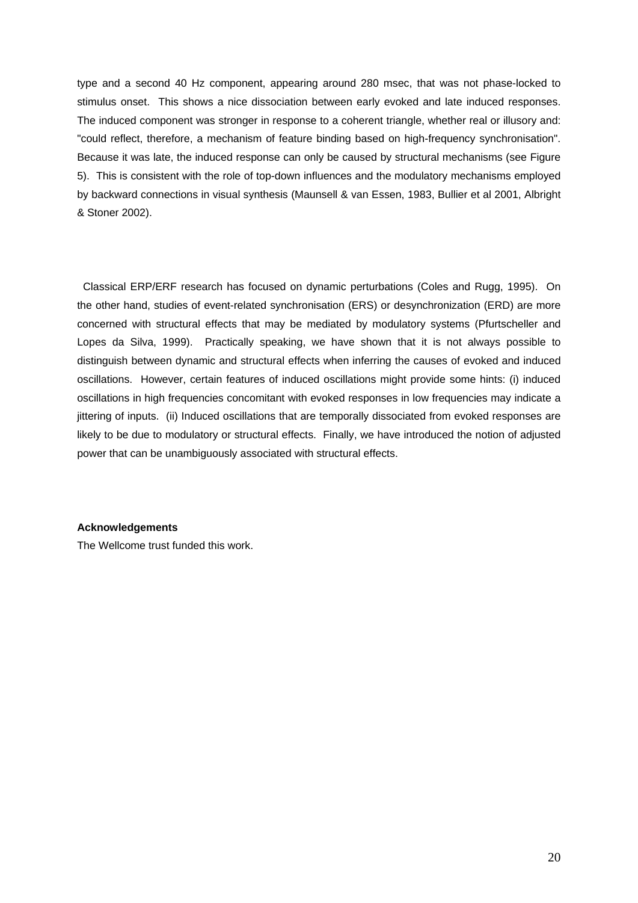type and a second 40 Hz component, appearing around 280 msec, that was not phase-locked to stimulus onset. This shows a nice dissociation between early evoked and late induced responses. The induced component was stronger in response to a coherent triangle, whether real or illusory and: "could reflect, therefore, a mechanism of feature binding based on high-frequency synchronisation". Because it was late, the induced response can only be caused by structural mechanisms (see Figure 5). This is consistent with the role of top-down influences and the modulatory mechanisms employed by backward connections in visual synthesis (Maunsell & van Essen, 1983, Bullier et al 2001, Albright & Stoner 2002).

Classical ERP/ERF research has focused on dynamic perturbations (Coles and Rugg, 1995). On the other hand, studies of event-related synchronisation (ERS) or desynchronization (ERD) are more concerned with structural effects that may be mediated by modulatory systems (Pfurtscheller and Lopes da Silva, 1999). Practically speaking, we have shown that it is not always possible to distinguish between dynamic and structural effects when inferring the causes of evoked and induced oscillations. However, certain features of induced oscillations might provide some hints: (i) induced oscillations in high frequencies concomitant with evoked responses in low frequencies may indicate a jittering of inputs. (ii) Induced oscillations that are temporally dissociated from evoked responses are likely to be due to modulatory or structural effects. Finally, we have introduced the notion of adjusted power that can be unambiguously associated with structural effects.

**Acknowledgements**

The Wellcome trust funded this work.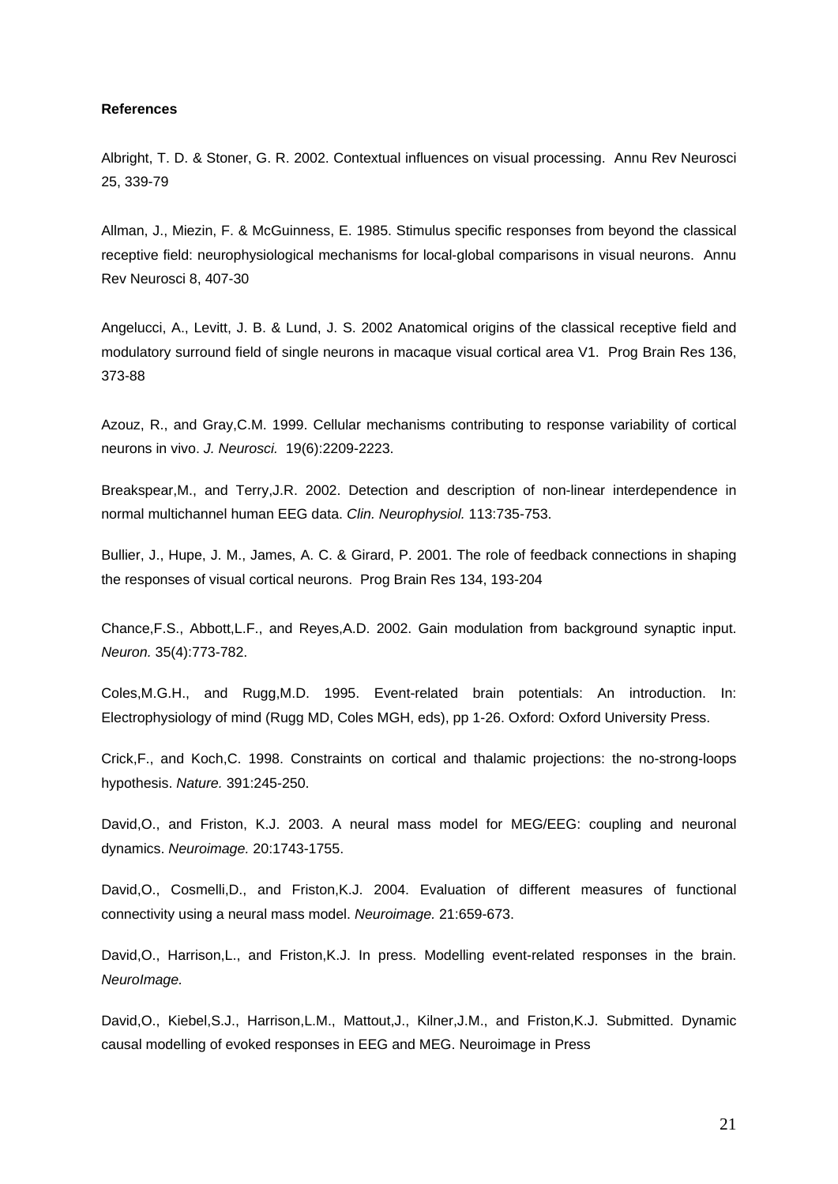**References**

Albright, T. D. & Stoner, G. R. 2002. Contextual influences on visual processing. Annu Rev Neurosci 25, 339-79

Allman, J., Miezin, F. & McGuinness, E. 1985. Stimulus specific responses from beyond the classical receptive field: neurophysiological mechanisms for local-global comparisons in visual neurons. Annu Rev Neurosci 8, 407-30

Angelucci, A., Levitt, J. B. & Lund, J. S. 2002 Anatomical origins of the classical receptive field and modulatory surround field of single neurons in macaque visual cortical area V1. Prog Brain Res 136, 373-88

Azouz, R., and Gray,C.M. 1999. Cellular mechanisms contributing to response variability of cortical neurons in vivo. *J. Neurosci.* 19(6):2209-2223.

Breakspear,M., and Terry,J.R. 2002. Detection and description of non-linear interdependence in normal multichannel human EEG data. *Clin. Neurophysiol.* 113:735-753.

Bullier, J., Hupe, J. M., James, A. C. & Girard, P. 2001. The role of feedback connections in shaping the responses of visual cortical neurons. Prog Brain Res 134, 193-204

Chance,F.S., Abbott,L.F., and Reyes,A.D. 2002. Gain modulation from background synaptic input. *Neuron.* 35(4):773-782.

Coles,M.G.H., and Rugg,M.D. 1995. Event-related brain potentials: An introduction. In: Electrophysiology of mind (Rugg MD, Coles MGH, eds), pp 1-26. Oxford: Oxford University Press.

Crick,F., and Koch,C. 1998. Constraints on cortical and thalamic projections: the no-strong-loops hypothesis. *Nature.* 391:245-250.

David,O., and Friston, K.J. 2003. A neural mass model for MEG/EEG: coupling and neuronal dynamics. *Neuroimage.* 20:1743-1755.

David,O., Cosmelli,D., and Friston,K.J. 2004. Evaluation of different measures of functional connectivity using a neural mass model. *Neuroimage.* 21:659-673.

David,O., Harrison,L., and Friston,K.J. In press. Modelling event-related responses in the brain. *NeuroImage.*

David,O., Kiebel,S.J., Harrison,L.M., Mattout,J., Kilner,J.M., and Friston,K.J. Submitted. Dynamic causal modelling of evoked responses in EEG and MEG. Neuroimage in Press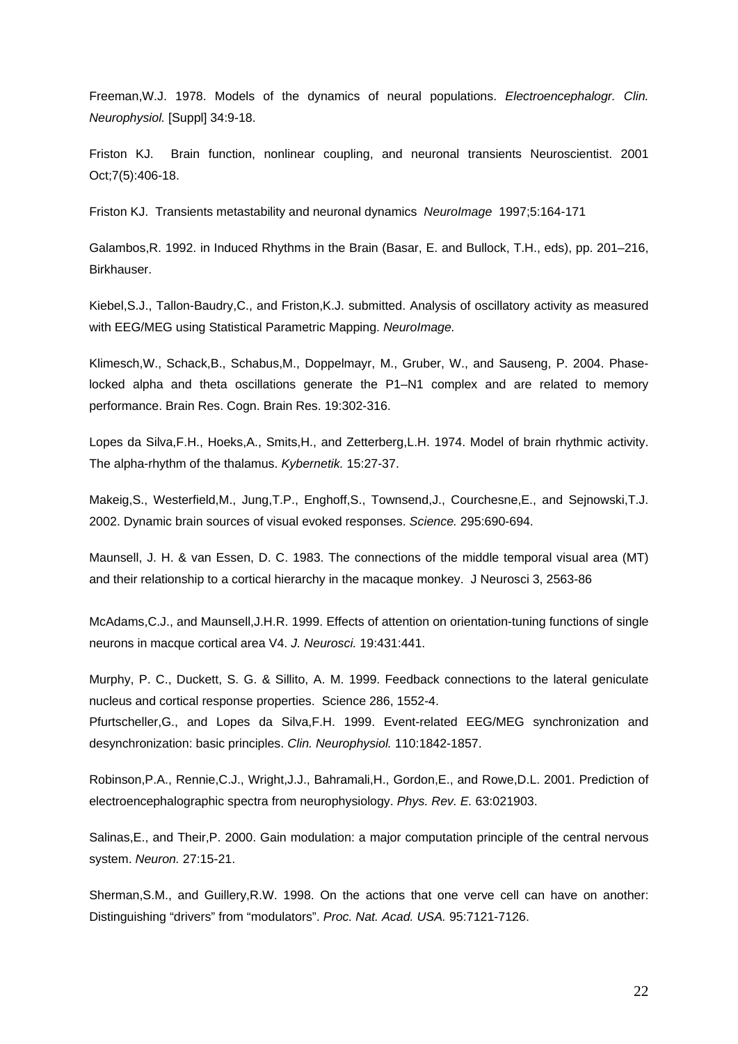Freeman,W.J. 1978. Models of the dynamics of neural populations. *Electroencephalogr. Clin. Neurophysiol.* [Suppl] 34:9-18.

Friston KJ. Brain function, nonlinear coupling, and neuronal transients Neuroscientist. 2001 Oct;7(5):406-18.

Friston KJ. Transients metastability and neuronal dynamics *NeuroImage* 1997;5:164-171

Galambos,R. 1992. in Induced Rhythms in the Brain (Basar, E. and Bullock, T.H., eds), pp. 201–216, Birkhauser.

Kiebel,S.J., Tallon-Baudry,C., and Friston,K.J. submitted. Analysis of oscillatory activity as measured with EEG/MEG using Statistical Parametric Mapping. *NeuroImage.*

Klimesch,W., Schack,B., Schabus,M., Doppelmayr, M., Gruber, W., and Sauseng, P. 2004. Phase-locked alpha and theta oscillations generate the P1–N1 complex and are related to memory performance. Brain Res. Cogn. Brain Res. 19:302-316.

Lopes da Silva,F.H., Hoeks,A., Smits,H., and Zetterberg,L.H. 1974. Model of brain rhythmic activity. The alpha-rhythm of the thalamus. *Kybernetik.* 15:27-37.

Makeig,S., Westerfield,M., Jung,T.P., Enghoff,S., Townsend,J., Courchesne,E., and Sejnowski,T.J. 2002. Dynamic brain sources of visual evoked responses. *Science.* 295:690-694.

Maunsell, J. H. & van Essen, D. C. 1983. The connections of the middle temporal visual area (MT) and their relationship to a cortical hierarchy in the macaque monkey. J Neurosci 3, 2563-86

McAdams,C.J., and Maunsell,J.H.R. 1999. Effects of attention on orientation-tuning functions of single neurons in macque cortical area V4. *J. Neurosci.* 19:431:441.

Murphy, P. C., Duckett, S. G. & Sillito, A. M. 1999. Feedback connections to the lateral geniculate nucleus and cortical response properties. Science 286, 1552-4.

Pfurtscheller,G., and Lopes da Silva,F.H. 1999. Event-related EEG/MEG synchronization and desynchronization: basic principles. *Clin. Neurophysiol.* 110:1842-1857.

Robinson,P.A., Rennie,C.J., Wright,J.J., Bahramali,H., Gordon,E., and Rowe,D.L. 2001. Prediction of electroencephalographic spectra from neurophysiology. *Phys. Rev. E.* 63:021903.

Salinas,E., and Their,P. 2000. Gain modulation: a major computation principle of the central nervous system. *Neuron.* 27:15-21.

Sherman,S.M., and Guillery,R.W. 1998. On the actions that one verve cell can have on another: Distinguishing "drivers" from "modulators". *Proc. Nat. Acad. USA.* 95:7121-7126.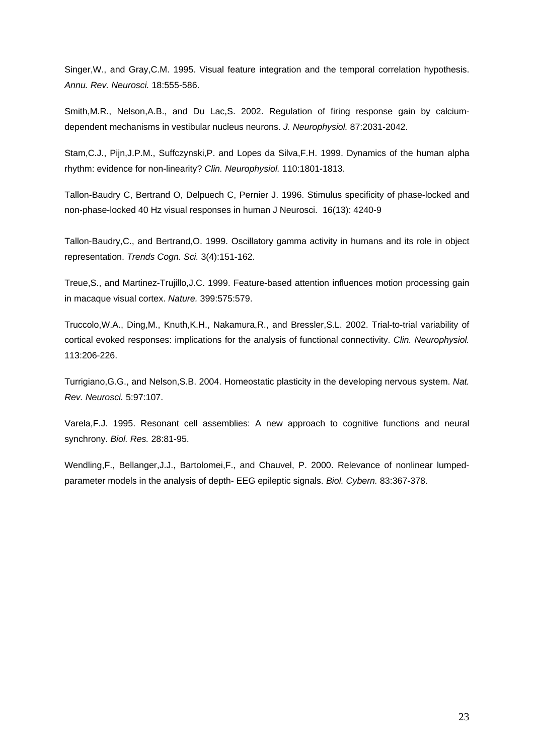Singer,W., and Gray,C.M. 1995. Visual feature integration and the temporal correlation hypothesis. *Annu. Rev. Neurosci.* 18:555-586.

Smith,M.R., Nelson,A.B., and Du Lac,S. 2002. Regulation of firing response gain by calcium-dependent mechanisms in vestibular nucleus neurons. *J. Neurophysiol.* 87:2031-2042.

Stam,C.J., Pijn,J.P.M., Suffczynski,P. and Lopes da Silva,F.H. 1999. Dynamics of the human alpha rhythm: evidence for non-linearity? *Clin. Neurophysiol.* 110:1801-1813.

Tallon-Baudry C, Bertrand O, Delpuech C, Pernier J. 1996. Stimulus specificity of phase-locked and non-phase-locked 40 Hz visual responses in human J Neurosci. 16(13): 4240-9

Tallon-Baudry,C., and Bertrand,O. 1999. Oscillatory gamma activity in humans and its role in object representation. *Trends Cogn. Sci.* 3(4):151-162.

Treue,S., and Martinez-Trujillo,J.C. 1999. Feature-based attention influences motion processing gain in macaque visual cortex. *Nature.* 399:575:579.

Truccolo,W.A., Ding,M., Knuth,K.H., Nakamura,R., and Bressler,S.L. 2002. Trial-to-trial variability of cortical evoked responses: implications for the analysis of functional connectivity. *Clin. Neurophysiol.* 113:206-226.

Turrigiano,G.G., and Nelson,S.B. 2004. Homeostatic plasticity in the developing nervous system. *Nat. Rev. Neurosci.* 5:97:107.

Varela,F.J. 1995. Resonant cell assemblies: A new approach to cognitive functions and neural synchrony. *Biol. Res.* 28:81-95.

Wendling,F., Bellanger,J.J., Bartolomei,F., and Chauvel, P. 2000. Relevance of nonlinear lumped-parameter models in the analysis of depth- EEG epileptic signals. *Biol. Cybern.* 83:367-378.